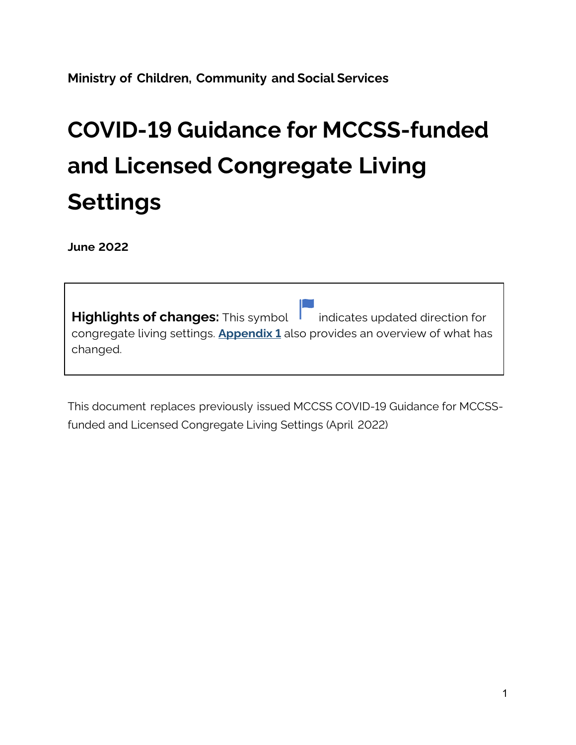**Ministry of Children, Community and Social Services**

# COVID-19 Guidance for MCCSS-funded and Licensed Congregate Living Settings

**June 2022**

**Highlights of changes:** This symbol 🏳 indicates updated direction for congregate living settings. **Appendix 1** also provides an overview of what has changed.

This document replaces previously issued MCCSS COVID-19 Guidance for MCCSS-funded and Licensed Congregate Living Settings (April 2022)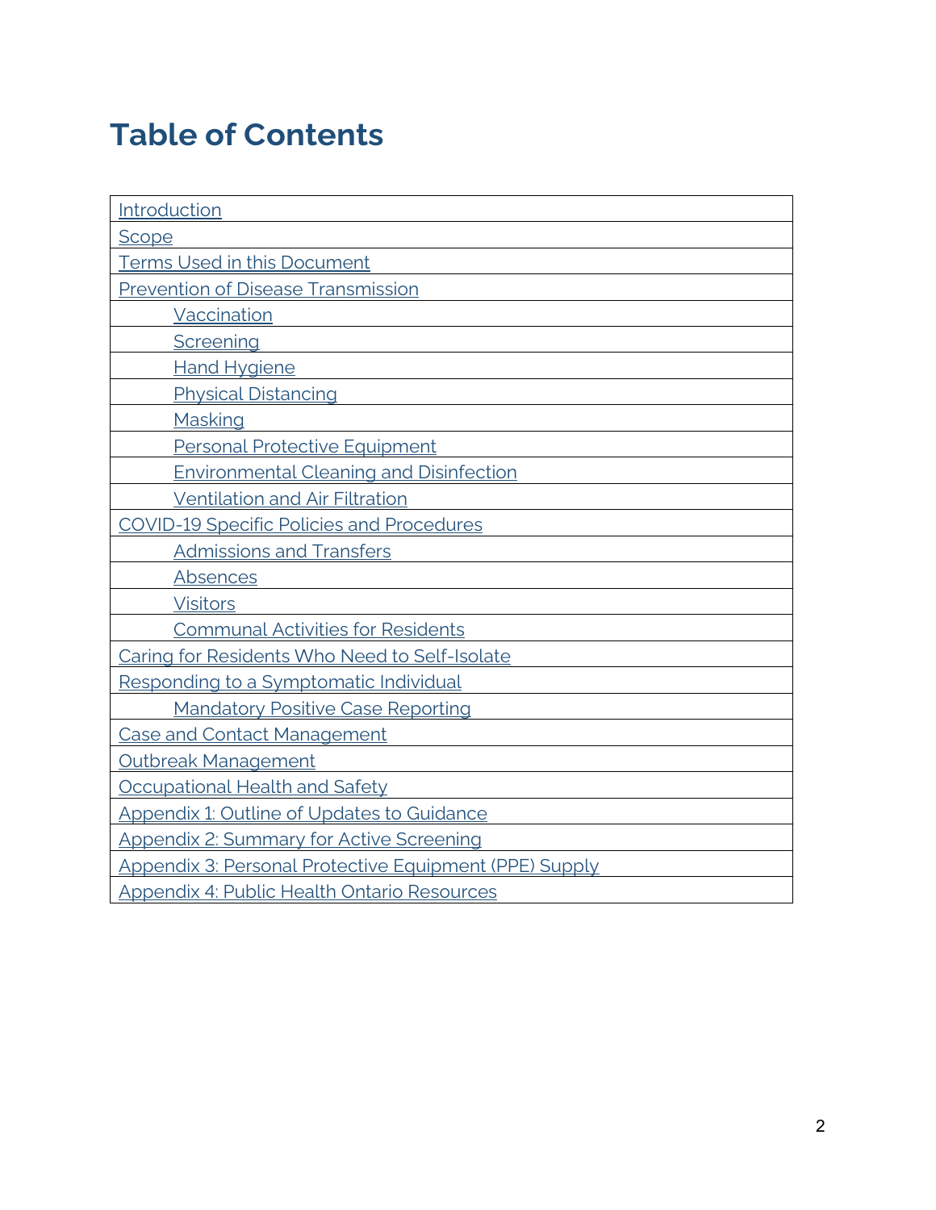# Table of Contents

- Introduction
- Scope
- Terms Used in this Document
- Prevention of Disease Transmission
  - Vaccination
  - Screening
  - Hand Hygiene
  - Physical Distancing
  - Masking
  - Personal Protective Equipment
  - Environmental Cleaning and Disinfection
  - Ventilation and Air Filtration
- COVID-19 Specific Policies and Procedures
  - Admissions and Transfers
  - Absences
  - Visitors
  - Communal Activities for Residents
- Caring for Residents Who Need to Self-Isolate
- Responding to a Symptomatic Individual
  - Mandatory Positive Case Reporting
- Case and Contact Management
- Outbreak Management
- Occupational Health and Safety
- Appendix 1: Outline of Updates to Guidance
- Appendix 2: Summary for Active Screening
- Appendix 3: Personal Protective Equipment (PPE) Supply
- Appendix 4: Public Health Ontario Resources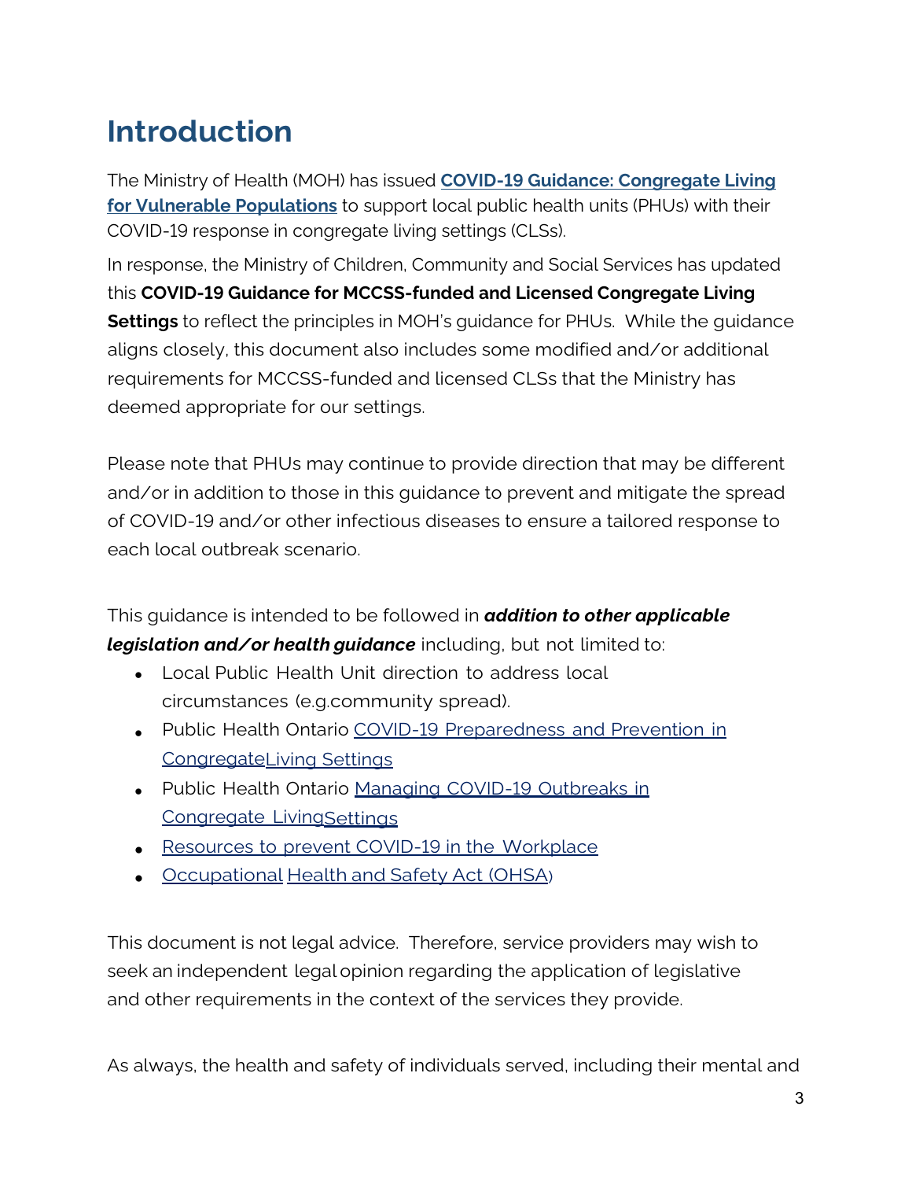# Introduction

The Ministry of Health (MOH) has issued **COVID-19 Guidance: Congregate Living for Vulnerable Populations** to support local public health units (PHUs) with their COVID-19 response in congregate living settings (CLSs).

In response, the Ministry of Children, Community and Social Services has updated this **COVID-19 Guidance for MCCSS-funded and Licensed Congregate Living Settings** to reflect the principles in MOH's guidance for PHUs. While the guidance aligns closely, this document also includes some modified and/or additional requirements for MCCSS-funded and licensed CLSs that the Ministry has deemed appropriate for our settings.

Please note that PHUs may continue to provide direction that may be different and/or in addition to those in this guidance to prevent and mitigate the spread of COVID-19 and/or other infectious diseases to ensure a tailored response to each local outbreak scenario.

This guidance is intended to be followed in ***addition to other applicable legislation and/or health guidance*** including, but not limited to:

- Local Public Health Unit direction to address local circumstances (e.g.community spread).
- Public Health Ontario COVID-19 Preparedness and Prevention in Congregate Living Settings
- Public Health Ontario Managing COVID-19 Outbreaks in Congregate Living Settings
- Resources to prevent COVID-19 in the Workplace
- Occupational Health and Safety Act (OHSA)

This document is not legal advice. Therefore, service providers may wish to seek an independent legal opinion regarding the application of legislative and other requirements in the context of the services they provide.

As always, the health and safety of individuals served, including their mental and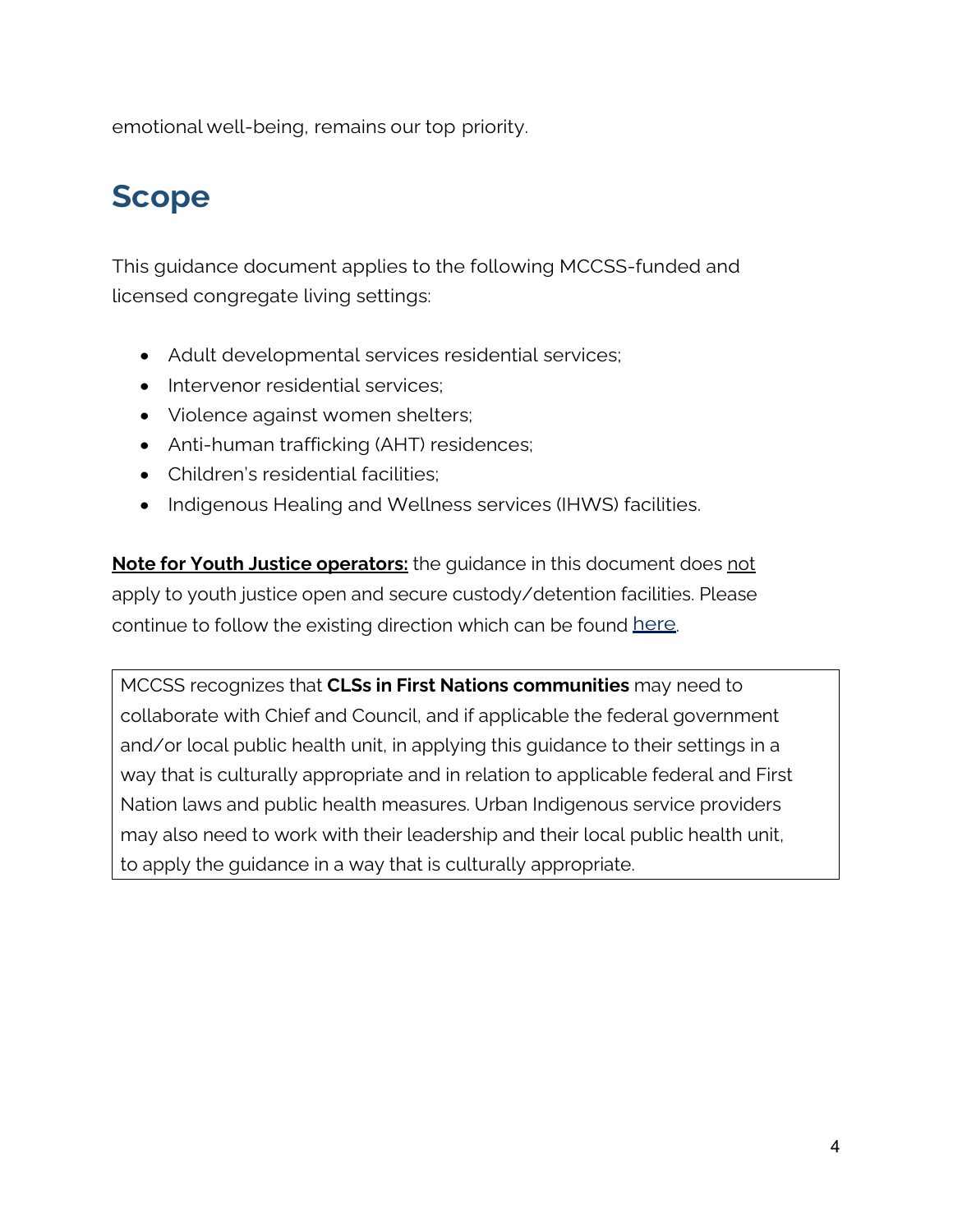emotional well-being, remains our top priority.

## Scope

This guidance document applies to the following MCCSS-funded and licensed congregate living settings:

- Adult developmental services residential services;
- Intervenor residential services;
- Violence against women shelters;
- Anti-human trafficking (AHT) residences;
- Children's residential facilities;
- Indigenous Healing and Wellness services (IHWS) facilities.

**Note for Youth Justice operators:** the guidance in this document does not apply to youth justice open and secure custody/detention facilities. Please continue to follow the existing direction which can be found here.

MCCSS recognizes that **CLSs in First Nations communities** may need to collaborate with Chief and Council, and if applicable the federal government and/or local public health unit, in applying this guidance to their settings in a way that is culturally appropriate and in relation to applicable federal and First Nation laws and public health measures. Urban Indigenous service providers may also need to work with their leadership and their local public health unit, to apply the guidance in a way that is culturally appropriate.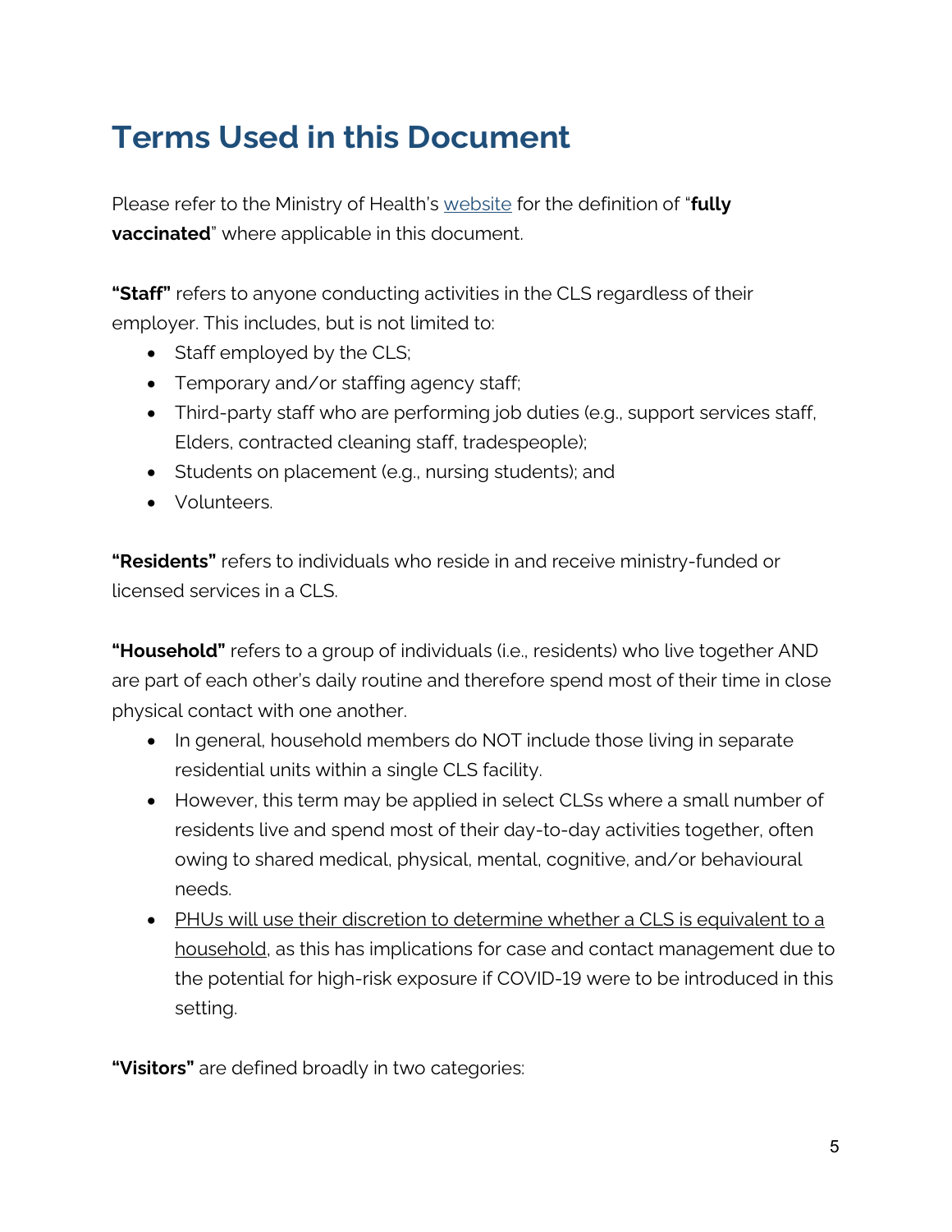# Terms Used in this Document

Please refer to the Ministry of Health's website for the definition of "**fully vaccinated**" where applicable in this document.

**"Staff"** refers to anyone conducting activities in the CLS regardless of their employer. This includes, but is not limited to:

- Staff employed by the CLS;
- Temporary and/or staffing agency staff;
- Third-party staff who are performing job duties (e.g., support services staff, Elders, contracted cleaning staff, tradespeople);
- Students on placement (e.g., nursing students); and
- Volunteers.

**"Residents"** refers to individuals who reside in and receive ministry-funded or licensed services in a CLS.

**"Household"** refers to a group of individuals (i.e., residents) who live together AND are part of each other's daily routine and therefore spend most of their time in close physical contact with one another.

- In general, household members do NOT include those living in separate residential units within a single CLS facility.
- However, this term may be applied in select CLSs where a small number of residents live and spend most of their day-to-day activities together, often owing to shared medical, physical, mental, cognitive, and/or behavioural needs.
- PHUs will use their discretion to determine whether a CLS is equivalent to a household, as this has implications for case and contact management due to the potential for high-risk exposure if COVID-19 were to be introduced in this setting.

**"Visitors"** are defined broadly in two categories: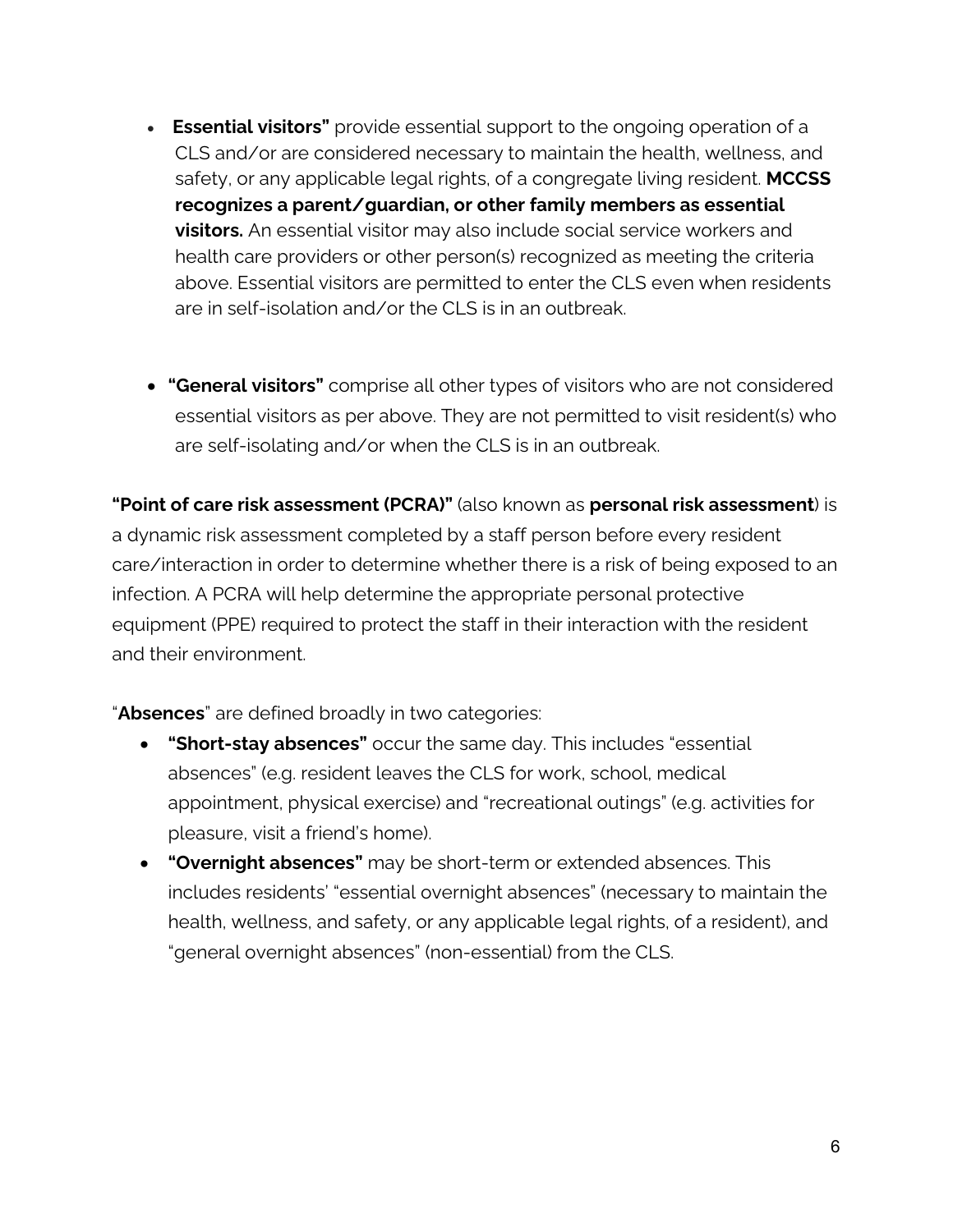- **Essential visitors"** provide essential support to the ongoing operation of a CLS and/or are considered necessary to maintain the health, wellness, and safety, or any applicable legal rights, of a congregate living resident. **MCCSS recognizes a parent/guardian, or other family members as essential visitors.** An essential visitor may also include social service workers and health care providers or other person(s) recognized as meeting the criteria above. Essential visitors are permitted to enter the CLS even when residents are in self-isolation and/or the CLS is in an outbreak.

- **"General visitors"** comprise all other types of visitors who are not considered essential visitors as per above. They are not permitted to visit resident(s) who are self-isolating and/or when the CLS is in an outbreak.

**"Point of care risk assessment (PCRA)"** (also known as **personal risk assessment**) is a dynamic risk assessment completed by a staff person before every resident care/interaction in order to determine whether there is a risk of being exposed to an infection. A PCRA will help determine the appropriate personal protective equipment (PPE) required to protect the staff in their interaction with the resident and their environment.

"**Absences**" are defined broadly in two categories:

- **"Short-stay absences"** occur the same day. This includes "essential absences" (e.g. resident leaves the CLS for work, school, medical appointment, physical exercise) and "recreational outings" (e.g. activities for pleasure, visit a friend's home).
- **"Overnight absences"** may be short-term or extended absences. This includes residents' "essential overnight absences" (necessary to maintain the health, wellness, and safety, or any applicable legal rights, of a resident), and "general overnight absences" (non-essential) from the CLS.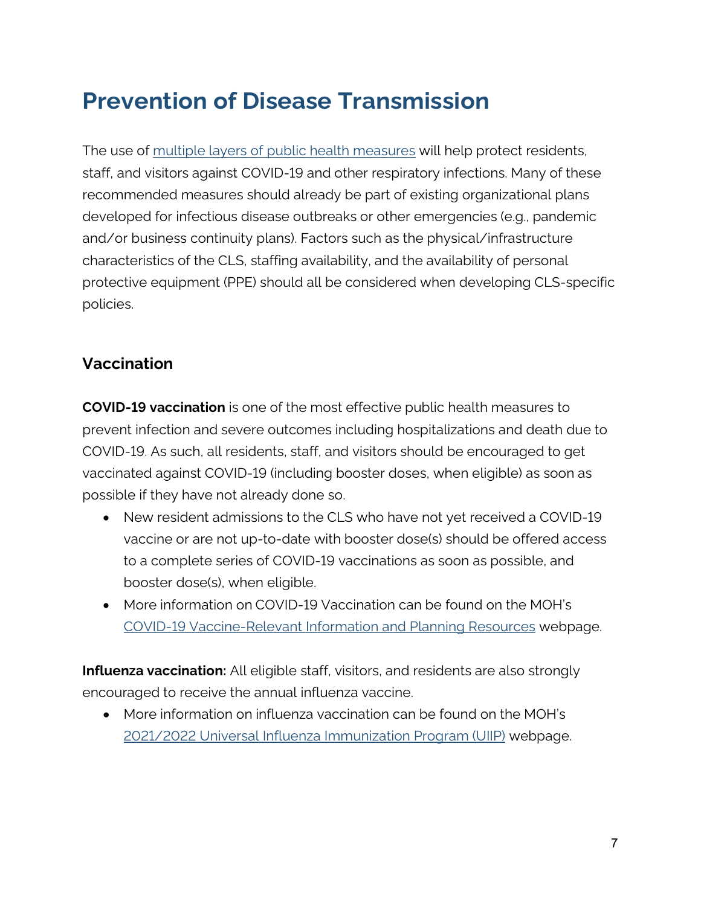# Prevention of Disease Transmission

The use of multiple layers of public health measures will help protect residents, staff, and visitors against COVID-19 and other respiratory infections. Many of these recommended measures should already be part of existing organizational plans developed for infectious disease outbreaks or other emergencies (e.g., pandemic and/or business continuity plans). Factors such as the physical/infrastructure characteristics of the CLS, staffing availability, and the availability of personal protective equipment (PPE) should all be considered when developing CLS-specific policies.

## Vaccination

**COVID-19 vaccination** is one of the most effective public health measures to prevent infection and severe outcomes including hospitalizations and death due to COVID-19. As such, all residents, staff, and visitors should be encouraged to get vaccinated against COVID-19 (including booster doses, when eligible) as soon as possible if they have not already done so.

- New resident admissions to the CLS who have not yet received a COVID-19 vaccine or are not up-to-date with booster dose(s) should be offered access to a complete series of COVID-19 vaccinations as soon as possible, and booster dose(s), when eligible.
- More information on COVID-19 Vaccination can be found on the MOH's COVID-19 Vaccine-Relevant Information and Planning Resources webpage.

**Influenza vaccination:** All eligible staff, visitors, and residents are also strongly encouraged to receive the annual influenza vaccine.

- More information on influenza vaccination can be found on the MOH's 2021/2022 Universal Influenza Immunization Program (UIIP) webpage.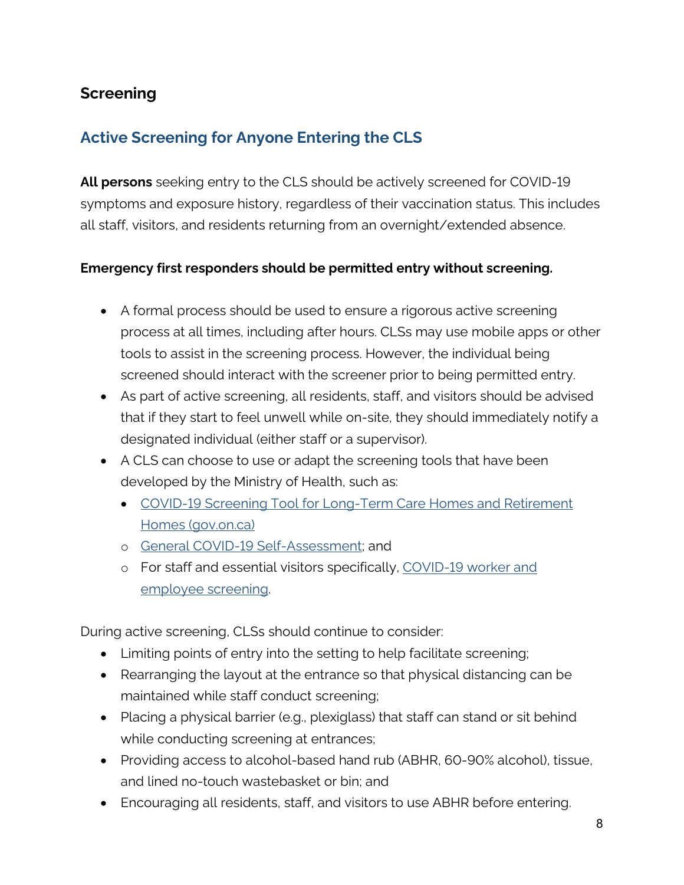## Screening

### Active Screening for Anyone Entering the CLS

**All persons** seeking entry to the CLS should be actively screened for COVID-19 symptoms and exposure history, regardless of their vaccination status. This includes all staff, visitors, and residents returning from an overnight/extended absence.

**Emergency first responders should be permitted entry without screening.**

- A formal process should be used to ensure a rigorous active screening process at all times, including after hours. CLSs may use mobile apps or other tools to assist in the screening process. However, the individual being screened should interact with the screener prior to being permitted entry.
- As part of active screening, all residents, staff, and visitors should be advised that if they start to feel unwell while on-site, they should immediately notify a designated individual (either staff or a supervisor).
- A CLS can choose to use or adapt the screening tools that have been developed by the Ministry of Health, such as:
  - COVID-19 Screening Tool for Long-Term Care Homes and Retirement Homes (gov.on.ca)
  - General COVID-19 Self-Assessment; and
  - For staff and essential visitors specifically, COVID-19 worker and employee screening.

During active screening, CLSs should continue to consider:

- Limiting points of entry into the setting to help facilitate screening;
- Rearranging the layout at the entrance so that physical distancing can be maintained while staff conduct screening;
- Placing a physical barrier (e.g., plexiglass) that staff can stand or sit behind while conducting screening at entrances;
- Providing access to alcohol-based hand rub (ABHR, 60-90% alcohol), tissue, and lined no-touch wastebasket or bin; and
- Encouraging all residents, staff, and visitors to use ABHR before entering.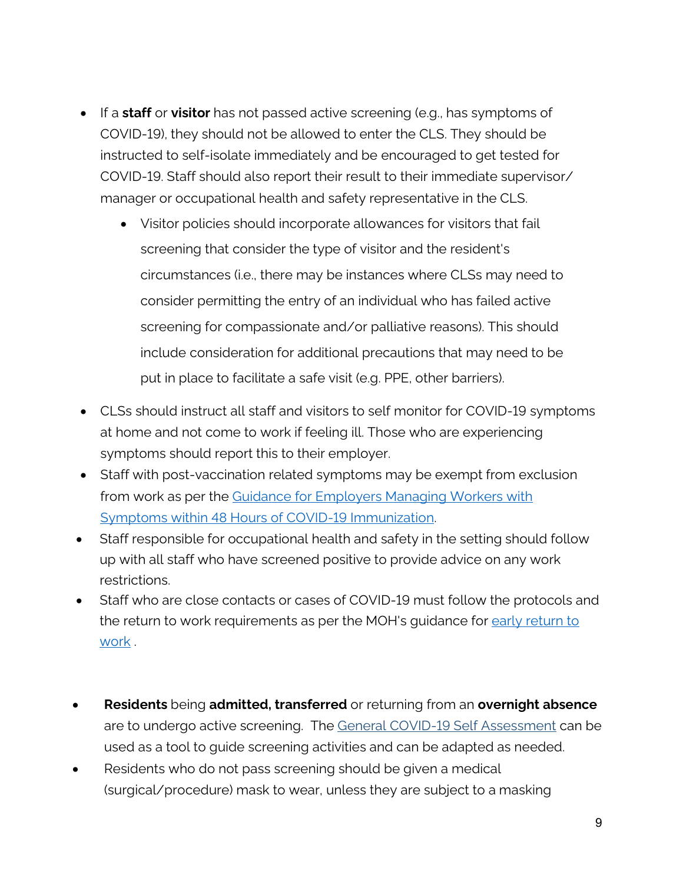- If a **staff** or **visitor** has not passed active screening (e.g., has symptoms of COVID-19), they should not be allowed to enter the CLS. They should be instructed to self-isolate immediately and be encouraged to get tested for COVID-19. Staff should also report their result to their immediate supervisor/ manager or occupational health and safety representative in the CLS.
    - Visitor policies should incorporate allowances for visitors that fail screening that consider the type of visitor and the resident's circumstances (i.e., there may be instances where CLSs may need to consider permitting the entry of an individual who has failed active screening for compassionate and/or palliative reasons). This should include consideration for additional precautions that may need to be put in place to facilitate a safe visit (e.g. PPE, other barriers).
- CLSs should instruct all staff and visitors to self monitor for COVID-19 symptoms at home and not come to work if feeling ill. Those who are experiencing symptoms should report this to their employer.
- Staff with post-vaccination related symptoms may be exempt from exclusion from work as per the [Guidance for Employers Managing Workers with Symptoms within 48 Hours of COVID-19 Immunization](#).
- Staff responsible for occupational health and safety in the setting should follow up with all staff who have screened positive to provide advice on any work restrictions.
- Staff who are close contacts or cases of COVID-19 must follow the protocols and the return to work requirements as per the MOH's guidance for [early return to work](#) .

- **Residents** being **admitted, transferred** or returning from an **overnight absence** are to undergo active screening. The [General COVID-19 Self Assessment](#) can be used as a tool to guide screening activities and can be adapted as needed.
- Residents who do not pass screening should be given a medical (surgical/procedure) mask to wear, unless they are subject to a masking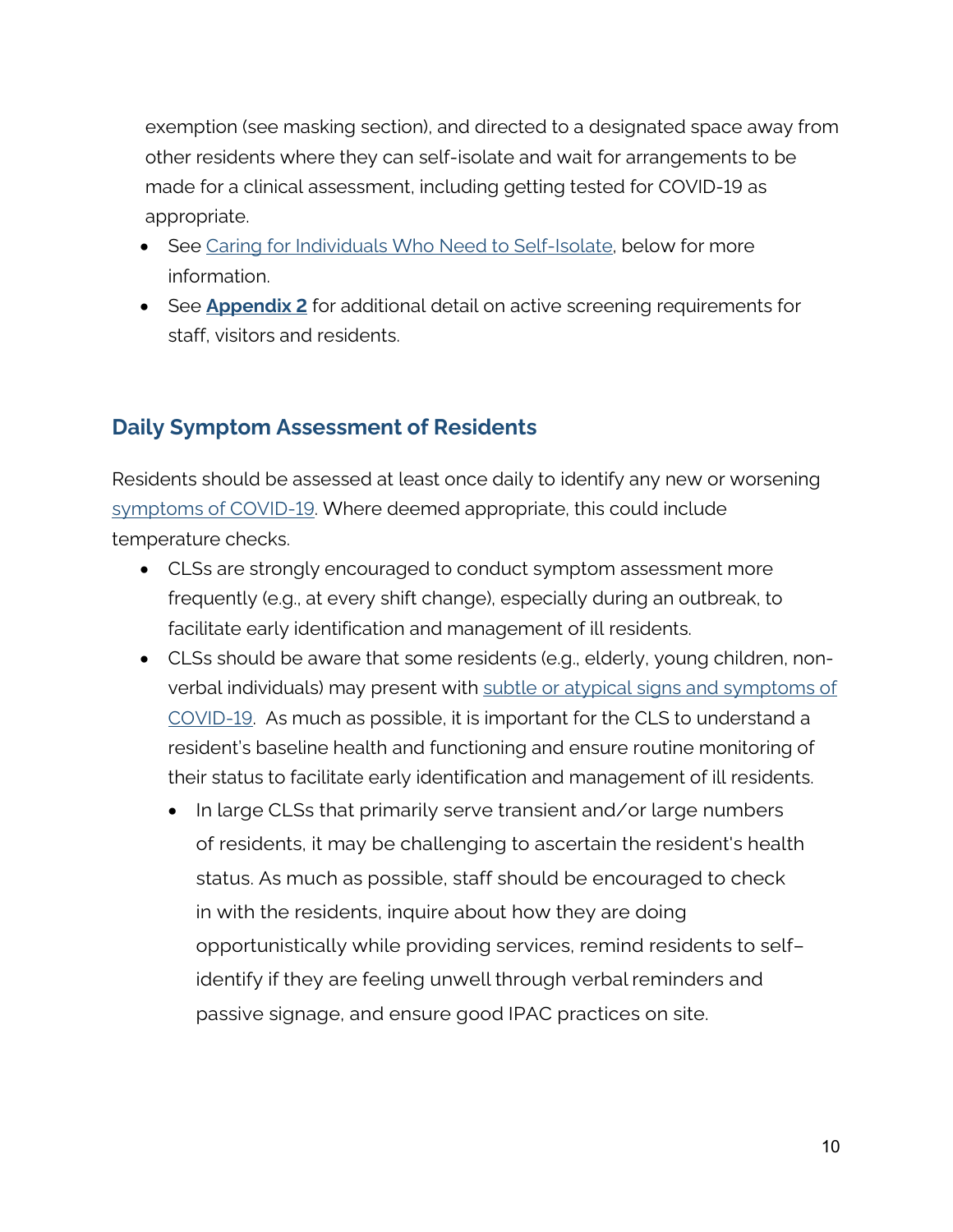exemption (see masking section), and directed to a designated space away from other residents where they can self-isolate and wait for arrangements to be made for a clinical assessment, including getting tested for COVID-19 as appropriate.

- See Caring for Individuals Who Need to Self-Isolate, below for more information.
- See **Appendix 2** for additional detail on active screening requirements for staff, visitors and residents.

## Daily Symptom Assessment of Residents

Residents should be assessed at least once daily to identify any new or worsening symptoms of COVID-19. Where deemed appropriate, this could include temperature checks.

- CLSs are strongly encouraged to conduct symptom assessment more frequently (e.g., at every shift change), especially during an outbreak, to facilitate early identification and management of ill residents.
- CLSs should be aware that some residents (e.g., elderly, young children, non-verbal individuals) may present with subtle or atypical signs and symptoms of COVID-19. As much as possible, it is important for the CLS to understand a resident's baseline health and functioning and ensure routine monitoring of their status to facilitate early identification and management of ill residents.
  - In large CLSs that primarily serve transient and/or large numbers of residents, it may be challenging to ascertain the resident's health status. As much as possible, staff should be encouraged to check in with the residents, inquire about how they are doing opportunistically while providing services, remind residents to self–identify if they are feeling unwell through verbal reminders and passive signage, and ensure good IPAC practices on site.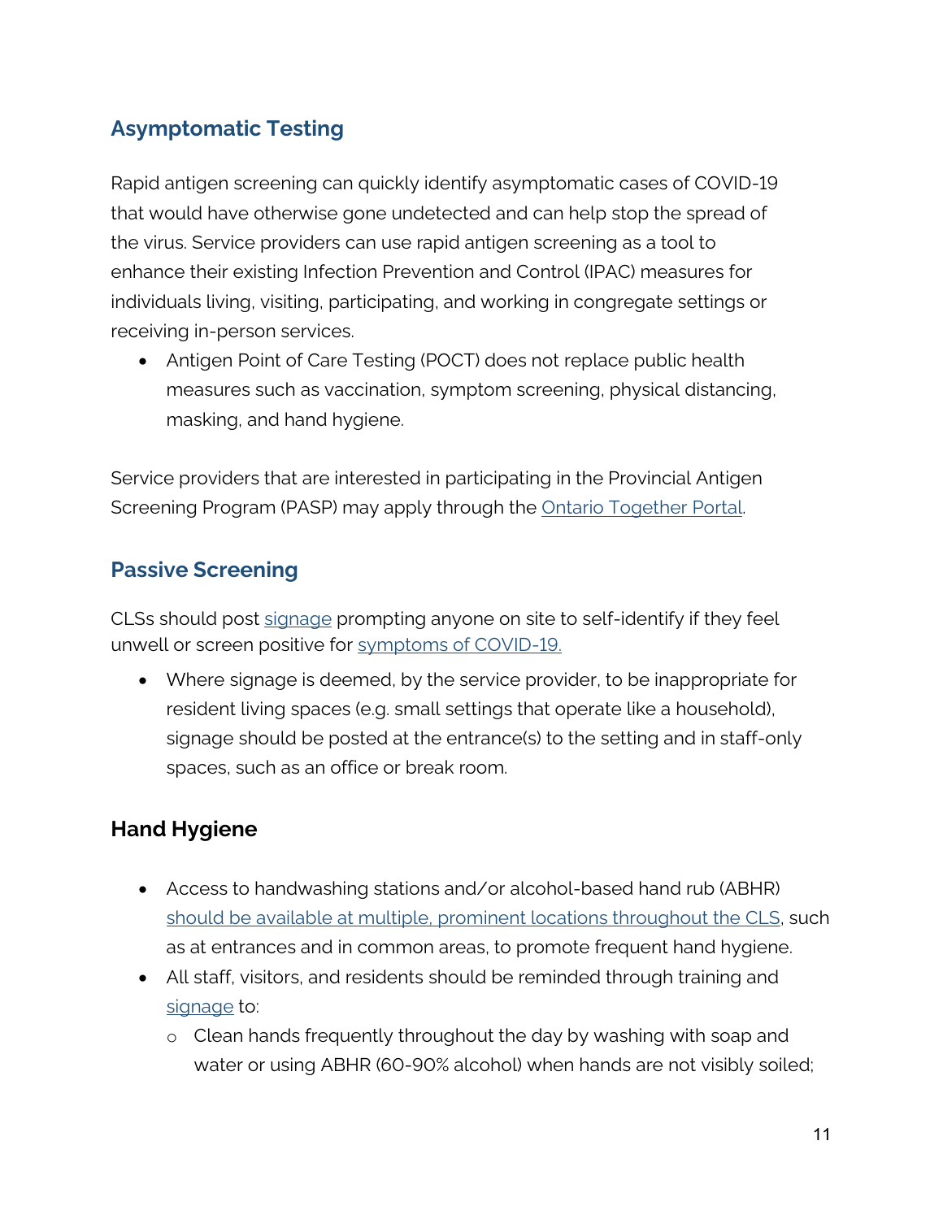## Asymptomatic Testing

Rapid antigen screening can quickly identify asymptomatic cases of COVID-19 that would have otherwise gone undetected and can help stop the spread of the virus. Service providers can use rapid antigen screening as a tool to enhance their existing Infection Prevention and Control (IPAC) measures for individuals living, visiting, participating, and working in congregate settings or receiving in-person services.

- Antigen Point of Care Testing (POCT) does not replace public health measures such as vaccination, symptom screening, physical distancing, masking, and hand hygiene.

Service providers that are interested in participating in the Provincial Antigen Screening Program (PASP) may apply through the Ontario Together Portal.

## Passive Screening

CLSs should post signage prompting anyone on site to self-identify if they feel unwell or screen positive for symptoms of COVID-19.

- Where signage is deemed, by the service provider, to be inappropriate for resident living spaces (e.g. small settings that operate like a household), signage should be posted at the entrance(s) to the setting and in staff-only spaces, such as an office or break room.

## Hand Hygiene

- Access to handwashing stations and/or alcohol-based hand rub (ABHR) should be available at multiple, prominent locations throughout the CLS, such as at entrances and in common areas, to promote frequent hand hygiene.
- All staff, visitors, and residents should be reminded through training and signage to:
  - Clean hands frequently throughout the day by washing with soap and water or using ABHR (60-90% alcohol) when hands are not visibly soiled;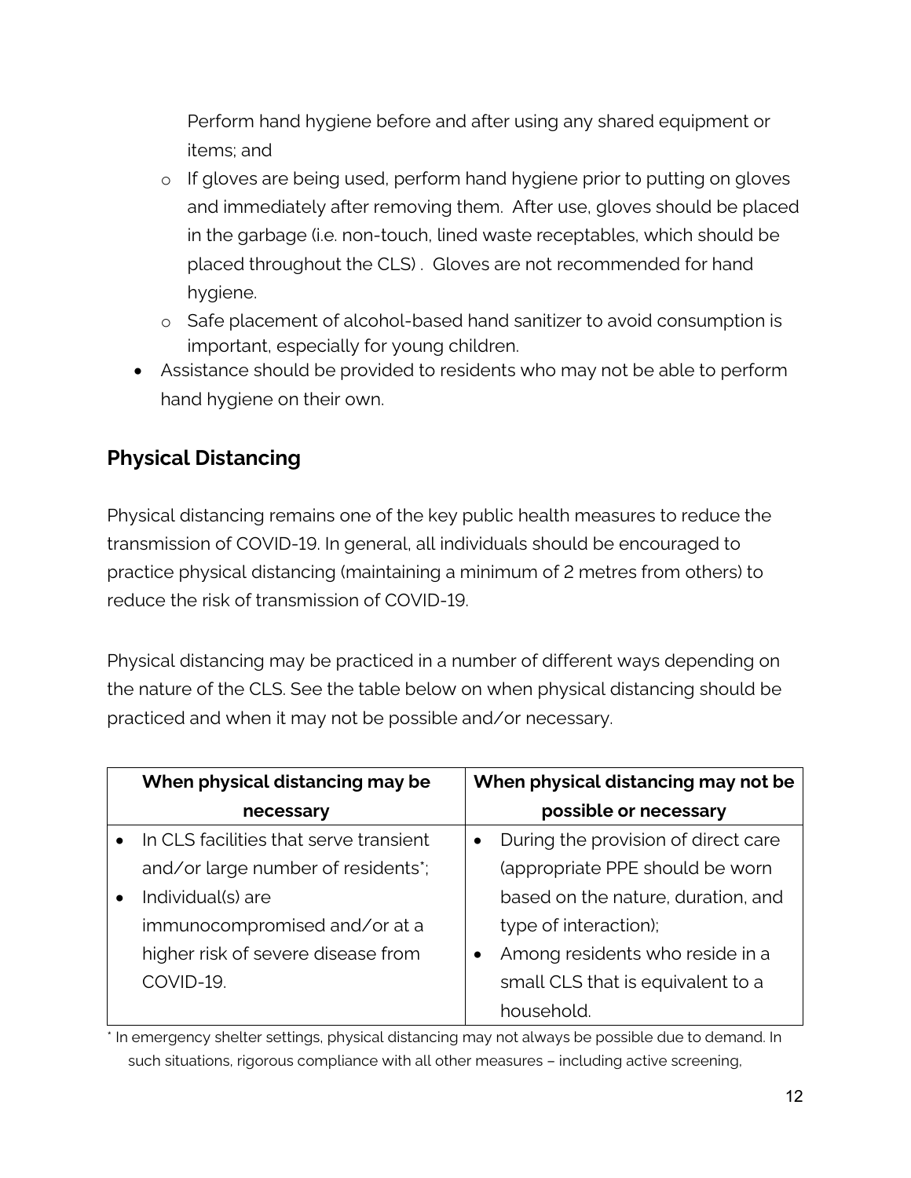Perform hand hygiene before and after using any shared equipment or items; and

- If gloves are being used, perform hand hygiene prior to putting on gloves and immediately after removing them. After use, gloves should be placed in the garbage (i.e. non-touch, lined waste receptables, which should be placed throughout the CLS) . Gloves are not recommended for hand hygiene.
- Safe placement of alcohol-based hand sanitizer to avoid consumption is important, especially for young children.

- Assistance should be provided to residents who may not be able to perform hand hygiene on their own.

## Physical Distancing

Physical distancing remains one of the key public health measures to reduce the transmission of COVID-19. In general, all individuals should be encouraged to practice physical distancing (maintaining a minimum of 2 metres from others) to reduce the risk of transmission of COVID-19.

Physical distancing may be practiced in a number of different ways depending on the nature of the CLS. See the table below on when physical distancing should be practiced and when it may not be possible and/or necessary.

| When physical distancing may be necessary | When physical distancing may not be possible or necessary |
|---|---|
| • In CLS facilities that serve transient and/or large number of residents*;<br>• Individual(s) are immunocompromised and/or at a higher risk of severe disease from COVID-19. | • During the provision of direct care (appropriate PPE should be worn based on the nature, duration, and type of interaction);<br>• Among residents who reside in a small CLS that is equivalent to a household. |

* In emergency shelter settings, physical distancing may not always be possible due to demand. In such situations, rigorous compliance with all other measures – including active screening,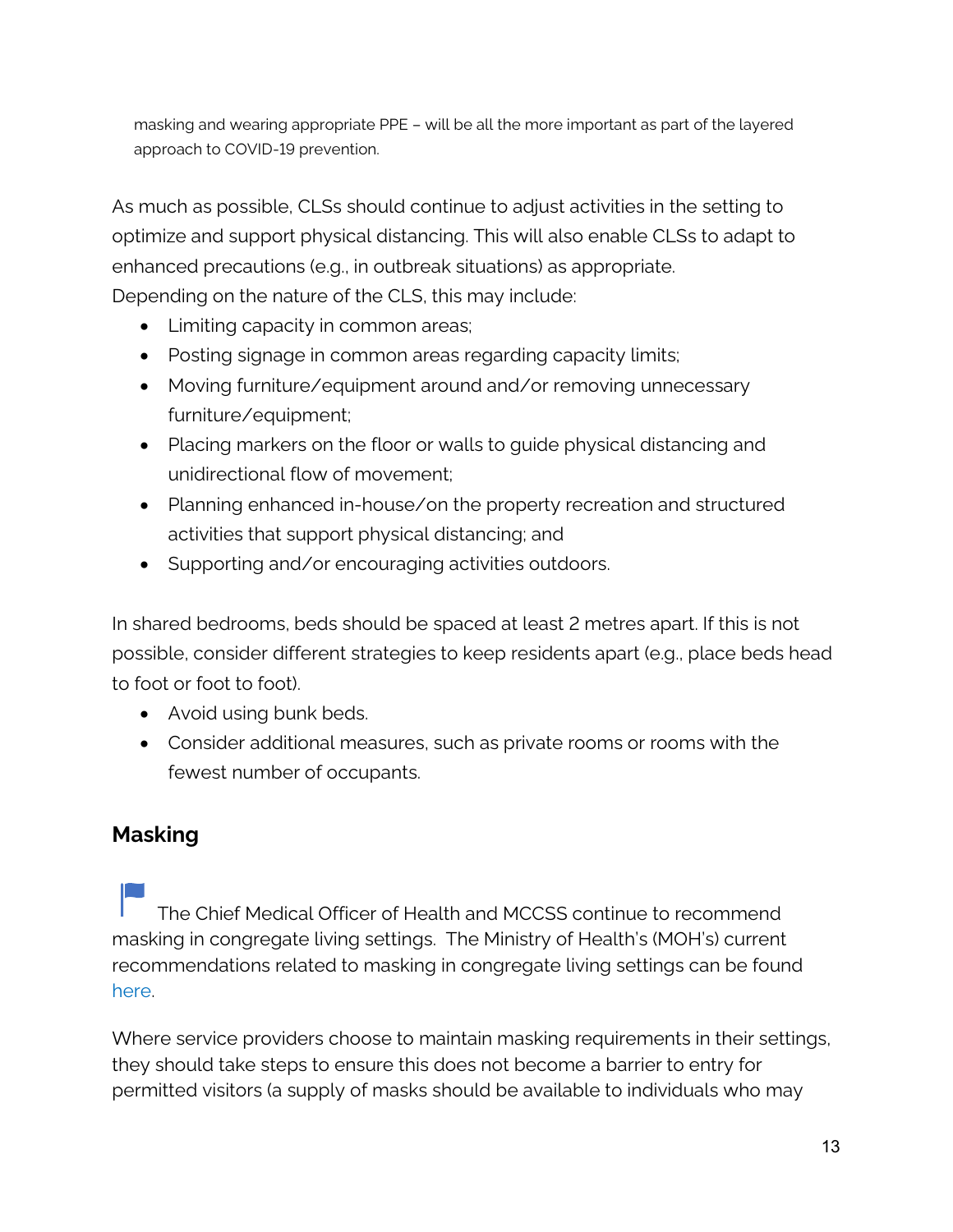masking and wearing appropriate PPE – will be all the more important as part of the layered approach to COVID-19 prevention.

As much as possible, CLSs should continue to adjust activities in the setting to optimize and support physical distancing. This will also enable CLSs to adapt to enhanced precautions (e.g., in outbreak situations) as appropriate.
Depending on the nature of the CLS, this may include:

- Limiting capacity in common areas;
- Posting signage in common areas regarding capacity limits;
- Moving furniture/equipment around and/or removing unnecessary furniture/equipment;
- Placing markers on the floor or walls to guide physical distancing and unidirectional flow of movement;
- Planning enhanced in-house/on the property recreation and structured activities that support physical distancing; and
- Supporting and/or encouraging activities outdoors.

In shared bedrooms, beds should be spaced at least 2 metres apart. If this is not possible, consider different strategies to keep residents apart (e.g., place beds head to foot or foot to foot).

- Avoid using bunk beds.
- Consider additional measures, such as private rooms or rooms with the fewest number of occupants.

## Masking

The Chief Medical Officer of Health and MCCSS continue to recommend masking in congregate living settings. The Ministry of Health's (MOH's) current recommendations related to masking in congregate living settings can be found here.

Where service providers choose to maintain masking requirements in their settings, they should take steps to ensure this does not become a barrier to entry for permitted visitors (a supply of masks should be available to individuals who may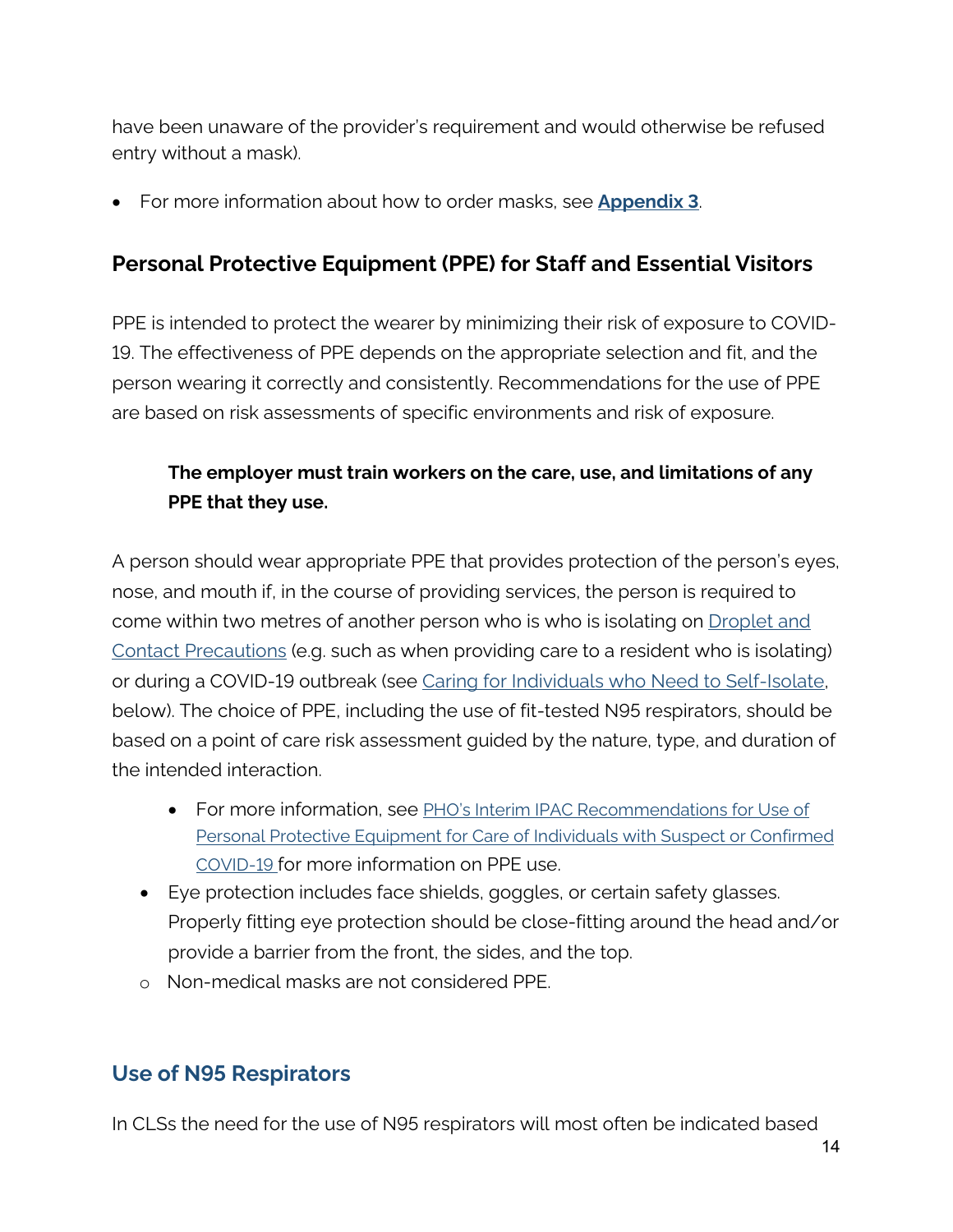have been unaware of the provider's requirement and would otherwise be refused entry without a mask).

- For more information about how to order masks, see **Appendix 3**.

## Personal Protective Equipment (PPE) for Staff and Essential Visitors

PPE is intended to protect the wearer by minimizing their risk of exposure to COVID-19. The effectiveness of PPE depends on the appropriate selection and fit, and the person wearing it correctly and consistently. Recommendations for the use of PPE are based on risk assessments of specific environments and risk of exposure.

> **The employer must train workers on the care, use, and limitations of any PPE that they use.**

A person should wear appropriate PPE that provides protection of the person's eyes, nose, and mouth if, in the course of providing services, the person is required to come within two metres of another person who is who is isolating on Droplet and Contact Precautions (e.g. such as when providing care to a resident who is isolating) or during a COVID-19 outbreak (see Caring for Individuals who Need to Self-Isolate, below). The choice of PPE, including the use of fit-tested N95 respirators, should be based on a point of care risk assessment guided by the nature, type, and duration of the intended interaction.

  - For more information, see PHO's Interim IPAC Recommendations for Use of Personal Protective Equipment for Care of Individuals with Suspect or Confirmed COVID-19 for more information on PPE use.
- Eye protection includes face shields, goggles, or certain safety glasses. Properly fitting eye protection should be close-fitting around the head and/or provide a barrier from the front, the sides, and the top.
  - Non-medical masks are not considered PPE.

### Use of N95 Respirators

In CLSs the need for the use of N95 respirators will most often be indicated based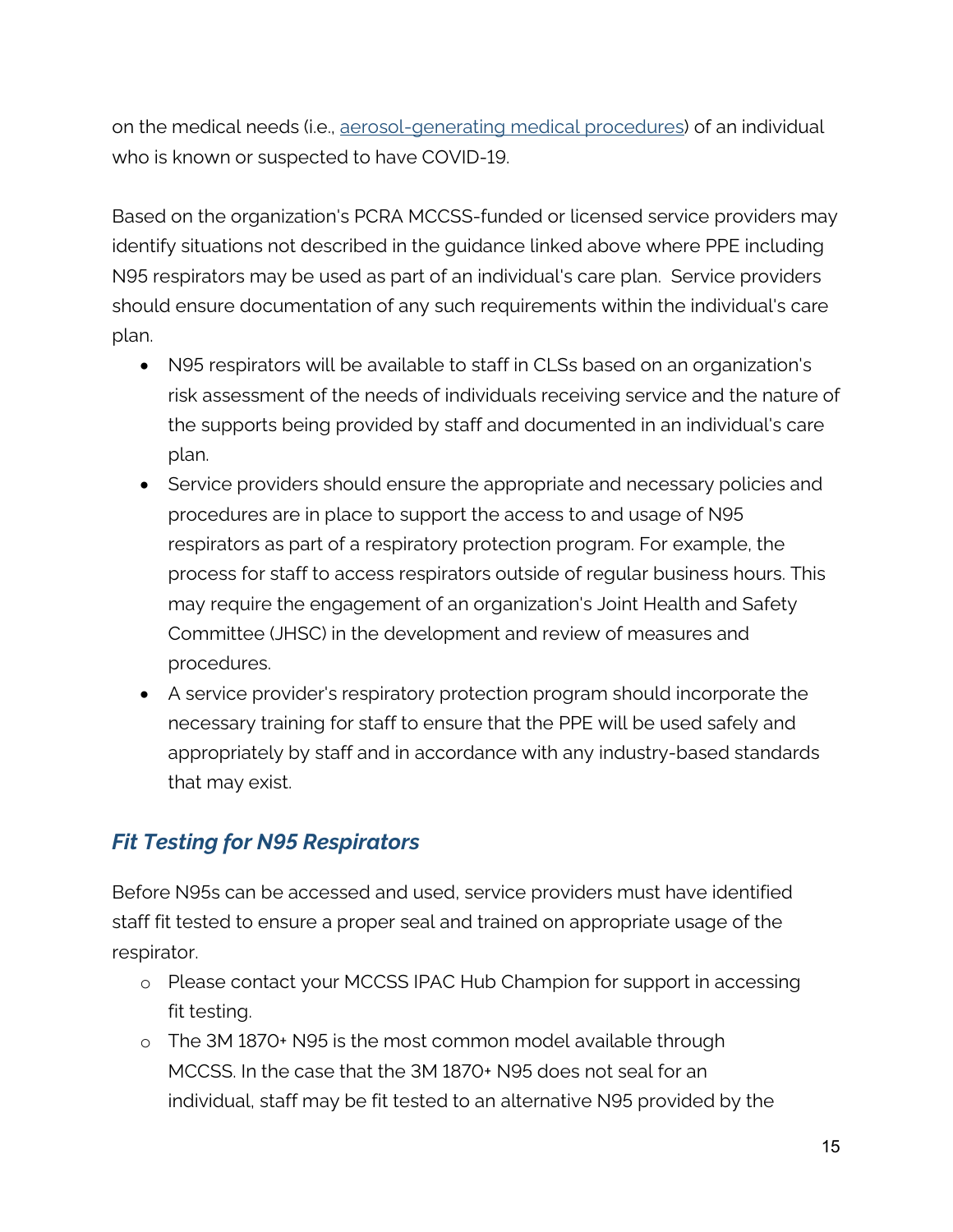on the medical needs (i.e., [aerosol-generating medical procedures]) of an individual who is known or suspected to have COVID-19.

Based on the organization's PCRA MCCSS-funded or licensed service providers may identify situations not described in the guidance linked above where PPE including N95 respirators may be used as part of an individual's care plan. Service providers should ensure documentation of any such requirements within the individual's care plan.

- N95 respirators will be available to staff in CLSs based on an organization's risk assessment of the needs of individuals receiving service and the nature of the supports being provided by staff and documented in an individual's care plan.
- Service providers should ensure the appropriate and necessary policies and procedures are in place to support the access to and usage of N95 respirators as part of a respiratory protection program. For example, the process for staff to access respirators outside of regular business hours. This may require the engagement of an organization's Joint Health and Safety Committee (JHSC) in the development and review of measures and procedures.
- A service provider's respiratory protection program should incorporate the necessary training for staff to ensure that the PPE will be used safely and appropriately by staff and in accordance with any industry-based standards that may exist.

### *Fit Testing for N95 Respirators*

Before N95s can be accessed and used, service providers must have identified staff fit tested to ensure a proper seal and trained on appropriate usage of the respirator.

- Please contact your MCCSS IPAC Hub Champion for support in accessing fit testing.
- The 3M 1870+ N95 is the most common model available through MCCSS. In the case that the 3M 1870+ N95 does not seal for an individual, staff may be fit tested to an alternative N95 provided by the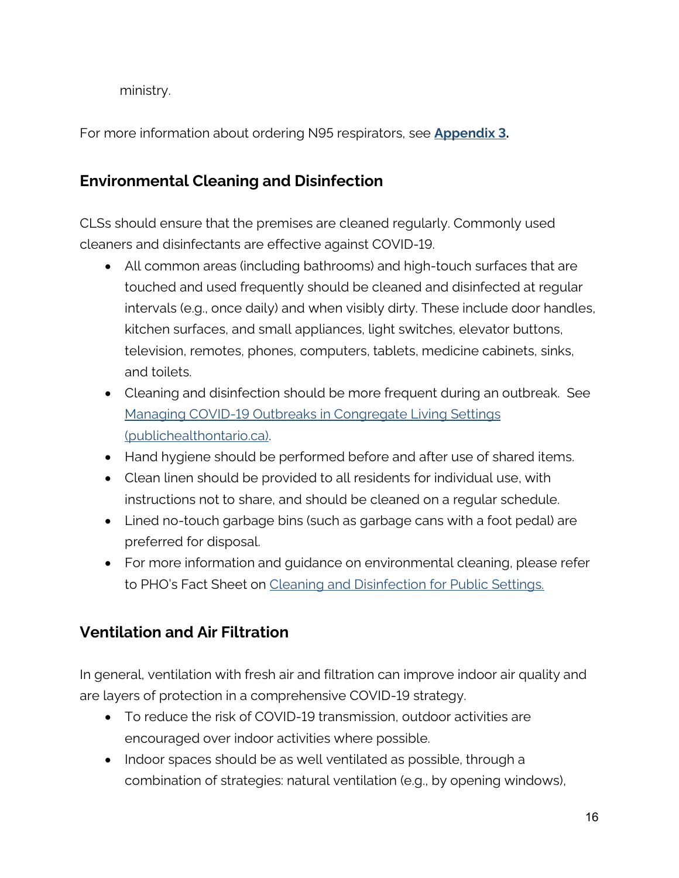ministry.

For more information about ordering N95 respirators, see **Appendix 3.**

## Environmental Cleaning and Disinfection

CLSs should ensure that the premises are cleaned regularly. Commonly used cleaners and disinfectants are effective against COVID-19.

- All common areas (including bathrooms) and high-touch surfaces that are touched and used frequently should be cleaned and disinfected at regular intervals (e.g., once daily) and when visibly dirty. These include door handles, kitchen surfaces, and small appliances, light switches, elevator buttons, television, remotes, phones, computers, tablets, medicine cabinets, sinks, and toilets.
- Cleaning and disinfection should be more frequent during an outbreak. See Managing COVID-19 Outbreaks in Congregate Living Settings (publichealthontario.ca).
- Hand hygiene should be performed before and after use of shared items.
- Clean linen should be provided to all residents for individual use, with instructions not to share, and should be cleaned on a regular schedule.
- Lined no-touch garbage bins (such as garbage cans with a foot pedal) are preferred for disposal.
- For more information and guidance on environmental cleaning, please refer to PHO's Fact Sheet on Cleaning and Disinfection for Public Settings.

## Ventilation and Air Filtration

In general, ventilation with fresh air and filtration can improve indoor air quality and are layers of protection in a comprehensive COVID-19 strategy.

- To reduce the risk of COVID-19 transmission, outdoor activities are encouraged over indoor activities where possible.
- Indoor spaces should be as well ventilated as possible, through a combination of strategies: natural ventilation (e.g., by opening windows),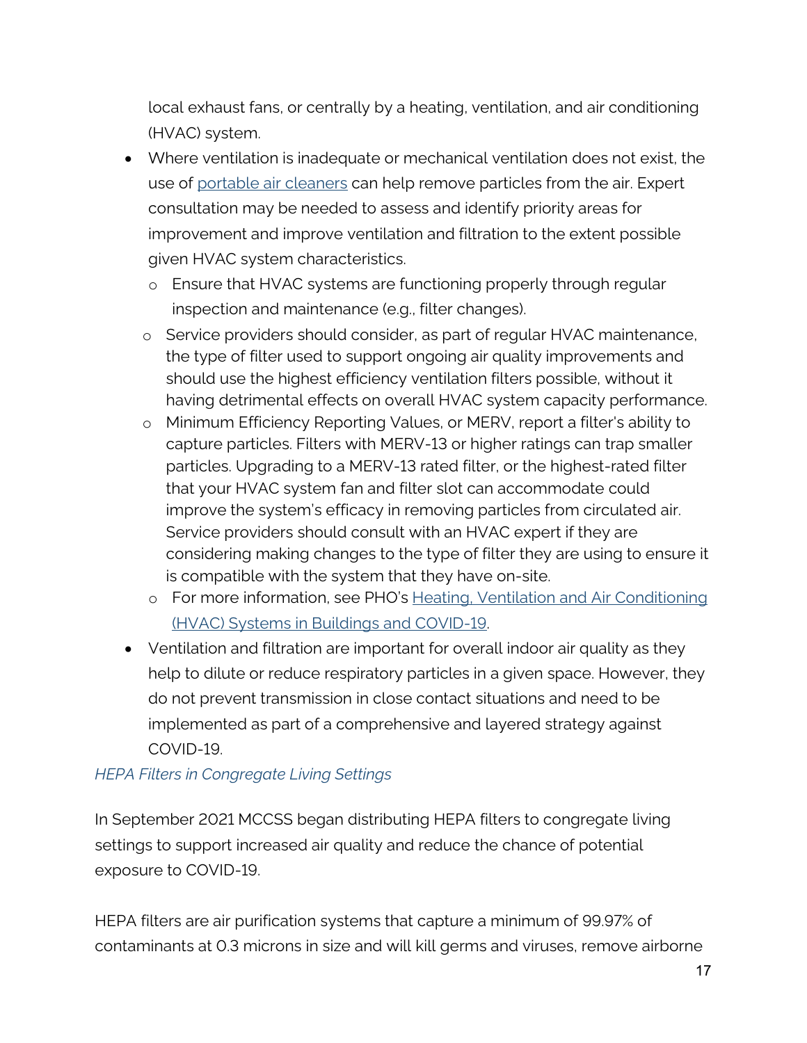local exhaust fans, or centrally by a heating, ventilation, and air conditioning (HVAC) system.

- Where ventilation is inadequate or mechanical ventilation does not exist, the use of [portable air cleaners]() can help remove particles from the air. Expert consultation may be needed to assess and identify priority areas for improvement and improve ventilation and filtration to the extent possible given HVAC system characteristics.
  - Ensure that HVAC systems are functioning properly through regular inspection and maintenance (e.g., filter changes).
  - Service providers should consider, as part of regular HVAC maintenance, the type of filter used to support ongoing air quality improvements and should use the highest efficiency ventilation filters possible, without it having detrimental effects on overall HVAC system capacity performance.
  - Minimum Efficiency Reporting Values, or MERV, report a filter's ability to capture particles. Filters with MERV-13 or higher ratings can trap smaller particles. Upgrading to a MERV-13 rated filter, or the highest-rated filter that your HVAC system fan and filter slot can accommodate could improve the system's efficacy in removing particles from circulated air. Service providers should consult with an HVAC expert if they are considering making changes to the type of filter they are using to ensure it is compatible with the system that they have on-site.
  - For more information, see PHO's [Heating, Ventilation and Air Conditioning (HVAC) Systems in Buildings and COVID-19]().
- Ventilation and filtration are important for overall indoor air quality as they help to dilute or reduce respiratory particles in a given space. However, they do not prevent transmission in close contact situations and need to be implemented as part of a comprehensive and layered strategy against COVID-19.

*HEPA Filters in Congregate Living Settings*

In September 2021 MCCSS began distributing HEPA filters to congregate living settings to support increased air quality and reduce the chance of potential exposure to COVID-19.

HEPA filters are air purification systems that capture a minimum of 99.97% of contaminants at 0.3 microns in size and will kill germs and viruses, remove airborne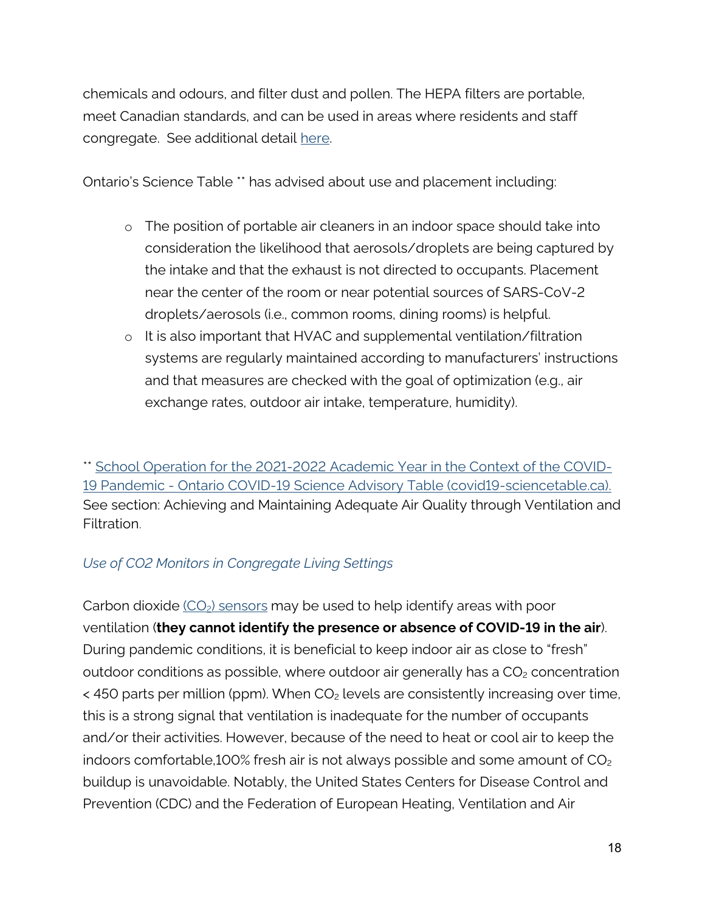chemicals and odours, and filter dust and pollen. The HEPA filters are portable, meet Canadian standards, and can be used in areas where residents and staff congregate. See additional detail here.

Ontario's Science Table ** has advised about use and placement including:

- The position of portable air cleaners in an indoor space should take into consideration the likelihood that aerosols/droplets are being captured by the intake and that the exhaust is not directed to occupants. Placement near the center of the room or near potential sources of SARS-CoV-2 droplets/aerosols (i.e., common rooms, dining rooms) is helpful.
- It is also important that HVAC and supplemental ventilation/filtration systems are regularly maintained according to manufacturers' instructions and that measures are checked with the goal of optimization (e.g., air exchange rates, outdoor air intake, temperature, humidity).

** School Operation for the 2021-2022 Academic Year in the Context of the COVID-19 Pandemic - Ontario COVID-19 Science Advisory Table (covid19-sciencetable.ca). See section: Achieving and Maintaining Adequate Air Quality through Ventilation and Filtration.

### *Use of CO2 Monitors in Congregate Living Settings*

Carbon dioxide ($CO_2$) sensors may be used to help identify areas with poor ventilation (**they cannot identify the presence or absence of COVID-19 in the air**). During pandemic conditions, it is beneficial to keep indoor air as close to "fresh" outdoor conditions as possible, where outdoor air generally has a $CO_2$ concentration < 450 parts per million (ppm). When $CO_2$ levels are consistently increasing over time, this is a strong signal that ventilation is inadequate for the number of occupants and/or their activities. However, because of the need to heat or cool air to keep the indoors comfortable,100% fresh air is not always possible and some amount of $CO_2$ buildup is unavoidable. Notably, the United States Centers for Disease Control and Prevention (CDC) and the Federation of European Heating, Ventilation and Air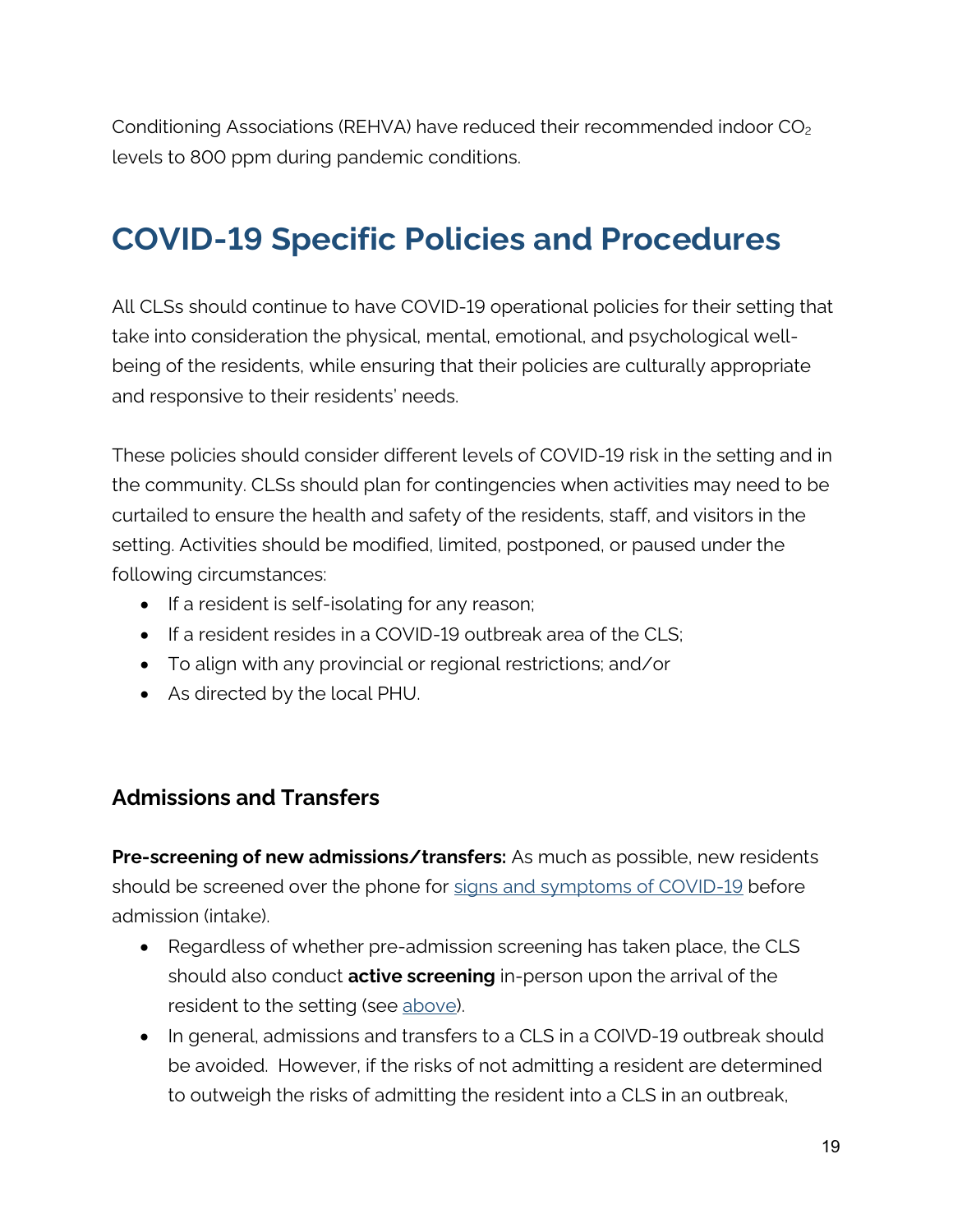Conditioning Associations (REHVA) have reduced their recommended indoor $CO_2$ levels to 800 ppm during pandemic conditions.

# COVID-19 Specific Policies and Procedures

All CLSs should continue to have COVID-19 operational policies for their setting that take into consideration the physical, mental, emotional, and psychological well-being of the residents, while ensuring that their policies are culturally appropriate and responsive to their residents' needs.

These policies should consider different levels of COVID-19 risk in the setting and in the community. CLSs should plan for contingencies when activities may need to be curtailed to ensure the health and safety of the residents, staff, and visitors in the setting. Activities should be modified, limited, postponed, or paused under the following circumstances:

- If a resident is self-isolating for any reason;
- If a resident resides in a COVID-19 outbreak area of the CLS;
- To align with any provincial or regional restrictions; and/or
- As directed by the local PHU.

## Admissions and Transfers

**Pre-screening of new admissions/transfers:** As much as possible, new residents should be screened over the phone for signs and symptoms of COVID-19 before admission (intake).

- Regardless of whether pre-admission screening has taken place, the CLS should also conduct **active screening** in-person upon the arrival of the resident to the setting (see above).
- In general, admissions and transfers to a CLS in a COIVD-19 outbreak should be avoided. However, if the risks of not admitting a resident are determined to outweigh the risks of admitting the resident into a CLS in an outbreak,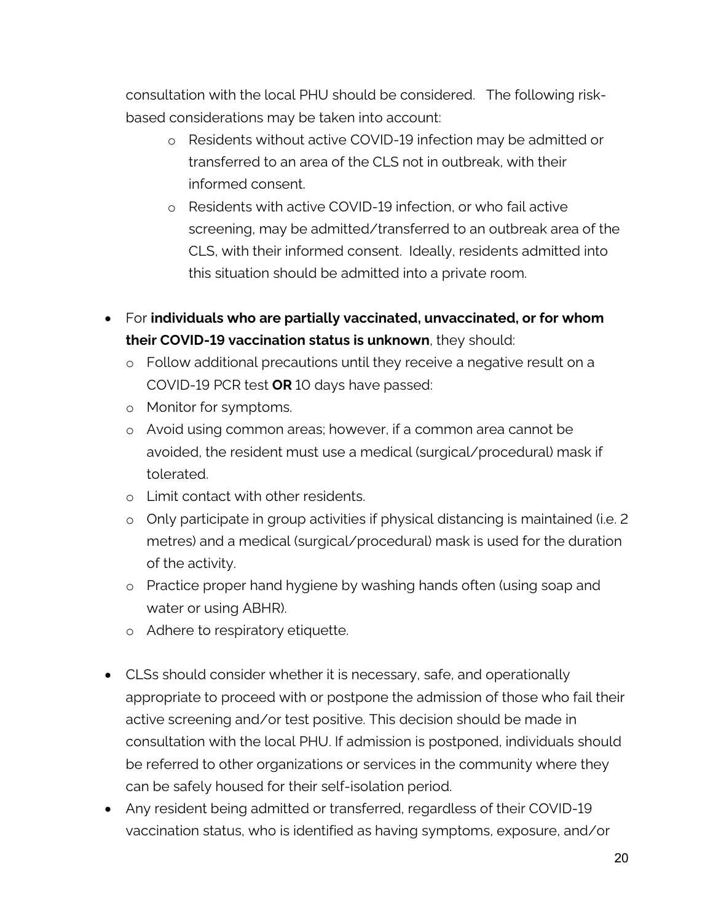consultation with the local PHU should be considered. The following risk-based considerations may be taken into account:

- Residents without active COVID-19 infection may be admitted or transferred to an area of the CLS not in outbreak, with their informed consent.
- Residents with active COVID-19 infection, or who fail active screening, may be admitted/transferred to an outbreak area of the CLS, with their informed consent. Ideally, residents admitted into this situation should be admitted into a private room.

- For **individuals who are partially vaccinated, unvaccinated, or for whom their COVID-19 vaccination status is unknown**, they should:
  - Follow additional precautions until they receive a negative result on a COVID-19 PCR test **OR** 10 days have passed:
  - Monitor for symptoms.
  - Avoid using common areas; however, if a common area cannot be avoided, the resident must use a medical (surgical/procedural) mask if tolerated.
  - Limit contact with other residents.
  - Only participate in group activities if physical distancing is maintained (i.e. 2 metres) and a medical (surgical/procedural) mask is used for the duration of the activity.
  - Practice proper hand hygiene by washing hands often (using soap and water or using ABHR).
  - Adhere to respiratory etiquette.

- CLSs should consider whether it is necessary, safe, and operationally appropriate to proceed with or postpone the admission of those who fail their active screening and/or test positive. This decision should be made in consultation with the local PHU. If admission is postponed, individuals should be referred to other organizations or services in the community where they can be safely housed for their self-isolation period.
- Any resident being admitted or transferred, regardless of their COVID-19 vaccination status, who is identified as having symptoms, exposure, and/or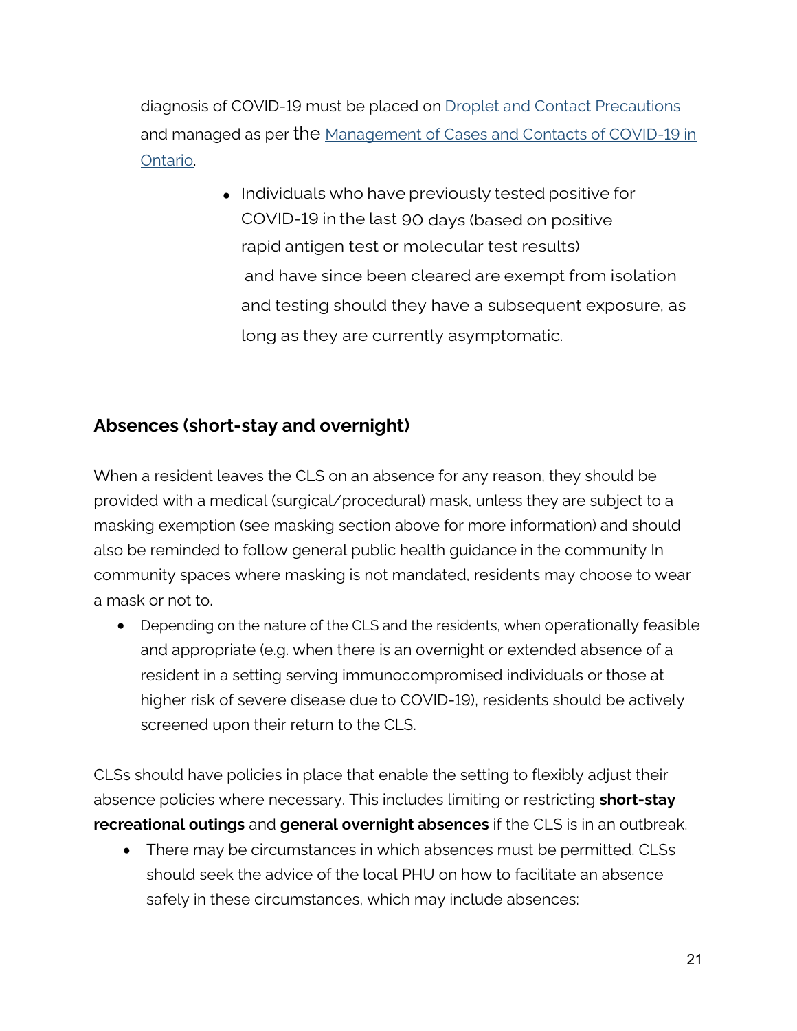diagnosis of COVID-19 must be placed on Droplet and Contact Precautions and managed as per the Management of Cases and Contacts of COVID-19 in Ontario.

- Individuals who have previously tested positive for COVID-19 in the last 90 days (based on positive rapid antigen test or molecular test results) and have since been cleared are exempt from isolation and testing should they have a subsequent exposure, as long as they are currently asymptomatic.

## Absences (short-stay and overnight)

When a resident leaves the CLS on an absence for any reason, they should be provided with a medical (surgical/procedural) mask, unless they are subject to a masking exemption (see masking section above for more information) and should also be reminded to follow general public health guidance in the community In community spaces where masking is not mandated, residents may choose to wear a mask or not to.

- Depending on the nature of the CLS and the residents, when operationally feasible and appropriate (e.g. when there is an overnight or extended absence of a resident in a setting serving immunocompromised individuals or those at higher risk of severe disease due to COVID-19), residents should be actively screened upon their return to the CLS.

CLSs should have policies in place that enable the setting to flexibly adjust their absence policies where necessary. This includes limiting or restricting **short-stay recreational outings** and **general overnight absences** if the CLS is in an outbreak.

- There may be circumstances in which absences must be permitted. CLSs should seek the advice of the local PHU on how to facilitate an absence safely in these circumstances, which may include absences: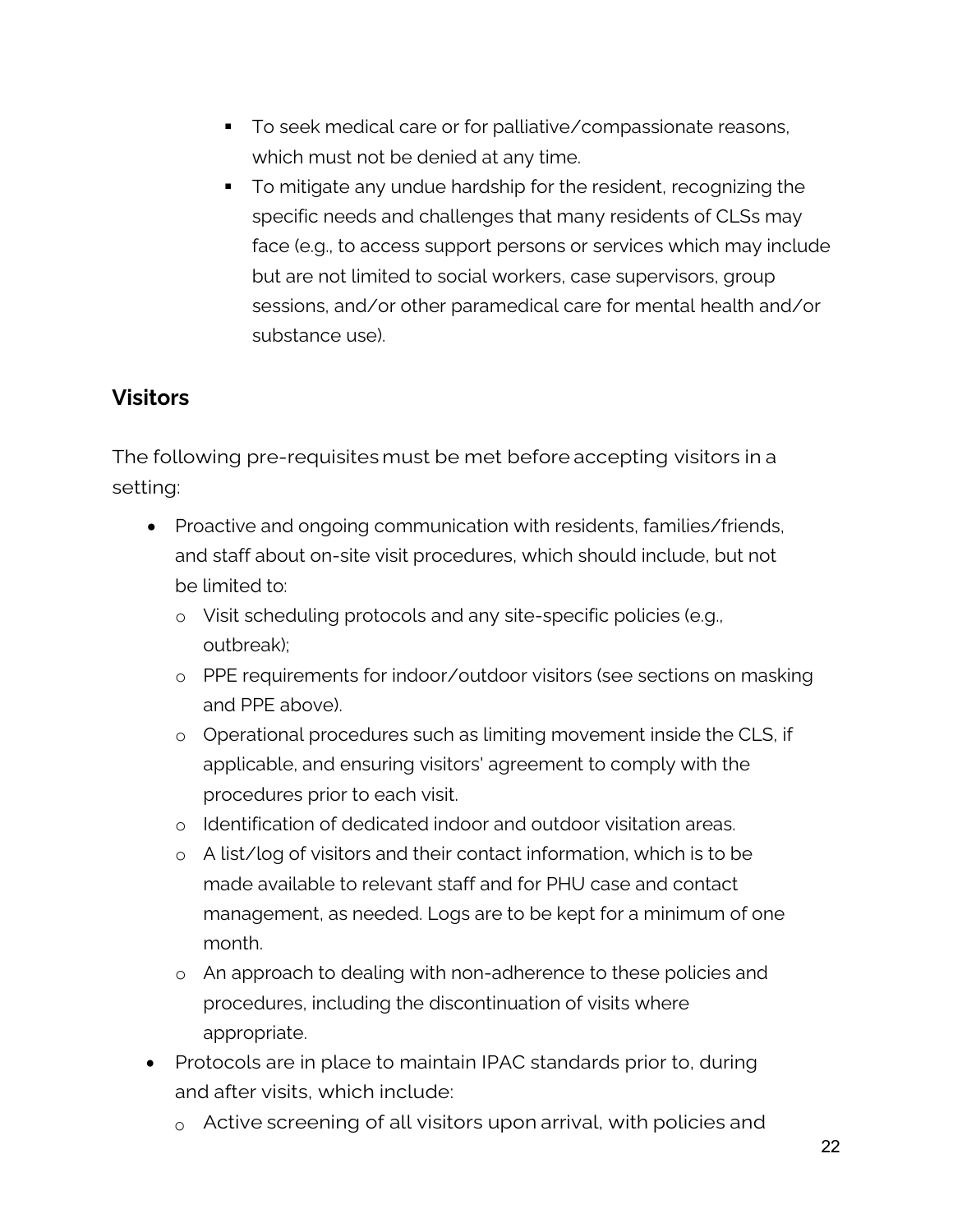- To seek medical care or for palliative/compassionate reasons, which must not be denied at any time.
   - To mitigate any undue hardship for the resident, recognizing the specific needs and challenges that many residents of CLSs may face (e.g., to access support persons or services which may include but are not limited to social workers, case supervisors, group sessions, and/or other paramedical care for mental health and/or substance use).

## Visitors

The following pre-requisites must be met before accepting visitors in a setting:

- Proactive and ongoing communication with residents, families/friends, and staff about on-site visit procedures, which should include, but not be limited to:
  - Visit scheduling protocols and any site-specific policies (e.g., outbreak);
  - PPE requirements for indoor/outdoor visitors (see sections on masking and PPE above).
  - Operational procedures such as limiting movement inside the CLS, if applicable, and ensuring visitors' agreement to comply with the procedures prior to each visit.
  - Identification of dedicated indoor and outdoor visitation areas.
  - A list/log of visitors and their contact information, which is to be made available to relevant staff and for PHU case and contact management, as needed. Logs are to be kept for a minimum of one month.
  - An approach to dealing with non-adherence to these policies and procedures, including the discontinuation of visits where appropriate.
- Protocols are in place to maintain IPAC standards prior to, during and after visits, which include:
  - Active screening of all visitors upon arrival, with policies and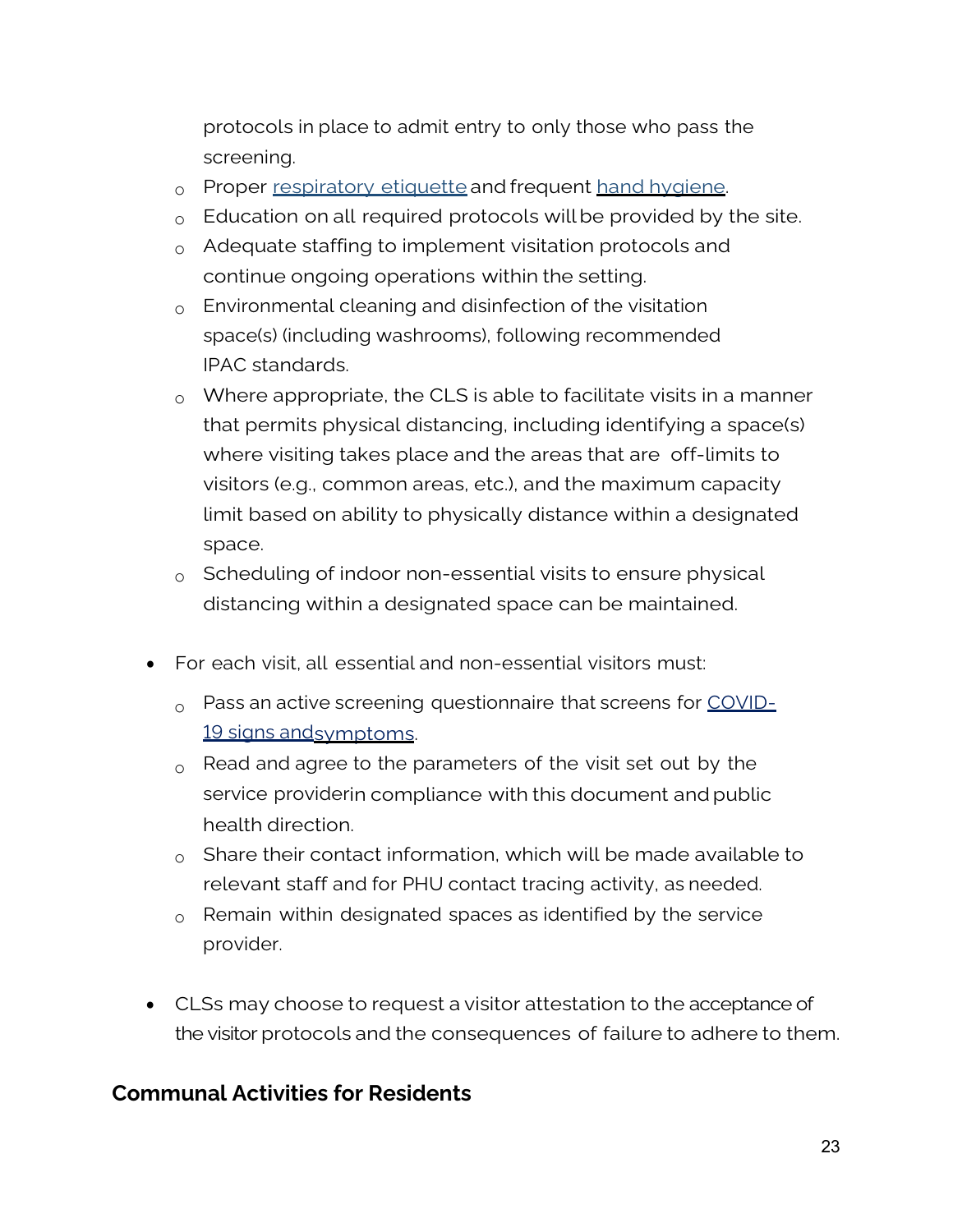protocols in place to admit entry to only those who pass the screening.
   - Proper respiratory etiquette and frequent hand hygiene.
   - Education on all required protocols will be provided by the site.
   - Adequate staffing to implement visitation protocols and continue ongoing operations within the setting.
   - Environmental cleaning and disinfection of the visitation space(s) (including washrooms), following recommended IPAC standards.
   - Where appropriate, the CLS is able to facilitate visits in a manner that permits physical distancing, including identifying a space(s) where visiting takes place and the areas that are off-limits to visitors (e.g., common areas, etc.), and the maximum capacity limit based on ability to physically distance within a designated space.
   - Scheduling of indoor non-essential visits to ensure physical distancing within a designated space can be maintained.

- For each visit, all essential and non-essential visitors must:
   - Pass an active screening questionnaire that screens for COVID-19 signs and symptoms.
   - Read and agree to the parameters of the visit set out by the service provider in compliance with this document and public health direction.
   - Share their contact information, which will be made available to relevant staff and for PHU contact tracing activity, as needed.
   - Remain within designated spaces as identified by the service provider.

- CLSs may choose to request a visitor attestation to the acceptance of the visitor protocols and the consequences of failure to adhere to them.

## Communal Activities for Residents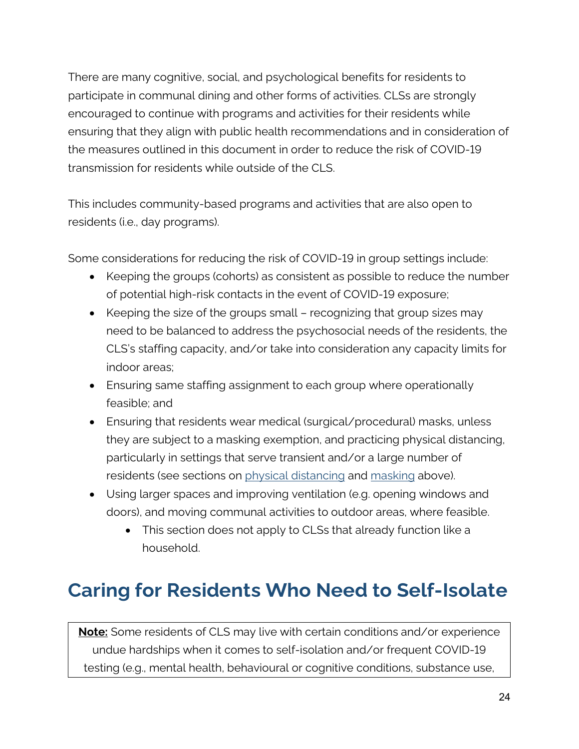There are many cognitive, social, and psychological benefits for residents to participate in communal dining and other forms of activities. CLSs are strongly encouraged to continue with programs and activities for their residents while ensuring that they align with public health recommendations and in consideration of the measures outlined in this document in order to reduce the risk of COVID-19 transmission for residents while outside of the CLS.

This includes community-based programs and activities that are also open to residents (i.e., day programs).

Some considerations for reducing the risk of COVID-19 in group settings include:

- Keeping the groups (cohorts) as consistent as possible to reduce the number of potential high-risk contacts in the event of COVID-19 exposure;
- Keeping the size of the groups small – recognizing that group sizes may need to be balanced to address the psychosocial needs of the residents, the CLS's staffing capacity, and/or take into consideration any capacity limits for indoor areas;
- Ensuring same staffing assignment to each group where operationally feasible; and
- Ensuring that residents wear medical (surgical/procedural) masks, unless they are subject to a masking exemption, and practicing physical distancing, particularly in settings that serve transient and/or a large number of residents (see sections on physical distancing and masking above).
- Using larger spaces and improving ventilation (e.g. opening windows and doors), and moving communal activities to outdoor areas, where feasible.
    - This section does not apply to CLSs that already function like a household.

# Caring for Residents Who Need to Self-Isolate

**Note:** Some residents of CLS may live with certain conditions and/or experience undue hardships when it comes to self-isolation and/or frequent COVID-19 testing (e.g., mental health, behavioural or cognitive conditions, substance use,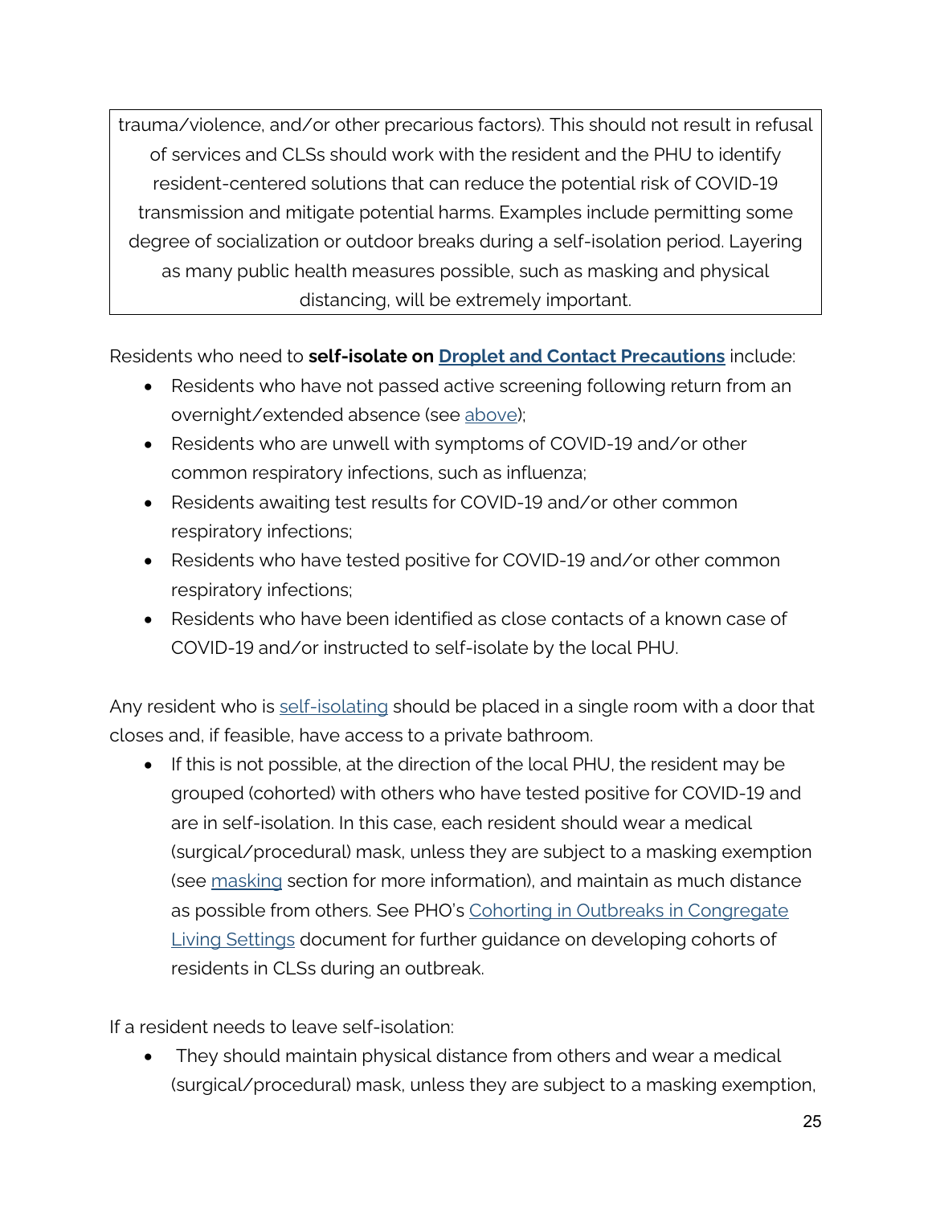trauma/violence, and/or other precarious factors). This should not result in refusal of services and CLSs should work with the resident and the PHU to identify resident-centered solutions that can reduce the potential risk of COVID-19 transmission and mitigate potential harms. Examples include permitting some degree of socialization or outdoor breaks during a self-isolation period. Layering as many public health measures possible, such as masking and physical distancing, will be extremely important.

Residents who need to **self-isolate on [Droplet and Contact Precautions](#)** include:

- Residents who have not passed active screening following return from an overnight/extended absence (see above);
- Residents who are unwell with symptoms of COVID-19 and/or other common respiratory infections, such as influenza;
- Residents awaiting test results for COVID-19 and/or other common respiratory infections;
- Residents who have tested positive for COVID-19 and/or other common respiratory infections;
- Residents who have been identified as close contacts of a known case of COVID-19 and/or instructed to self-isolate by the local PHU.

Any resident who is self-isolating should be placed in a single room with a door that closes and, if feasible, have access to a private bathroom.

- If this is not possible, at the direction of the local PHU, the resident may be grouped (cohorted) with others who have tested positive for COVID-19 and are in self-isolation. In this case, each resident should wear a medical (surgical/procedural) mask, unless they are subject to a masking exemption (see masking section for more information), and maintain as much distance as possible from others. See PHO's Cohorting in Outbreaks in Congregate Living Settings document for further guidance on developing cohorts of residents in CLSs during an outbreak.

If a resident needs to leave self-isolation:

- They should maintain physical distance from others and wear a medical (surgical/procedural) mask, unless they are subject to a masking exemption,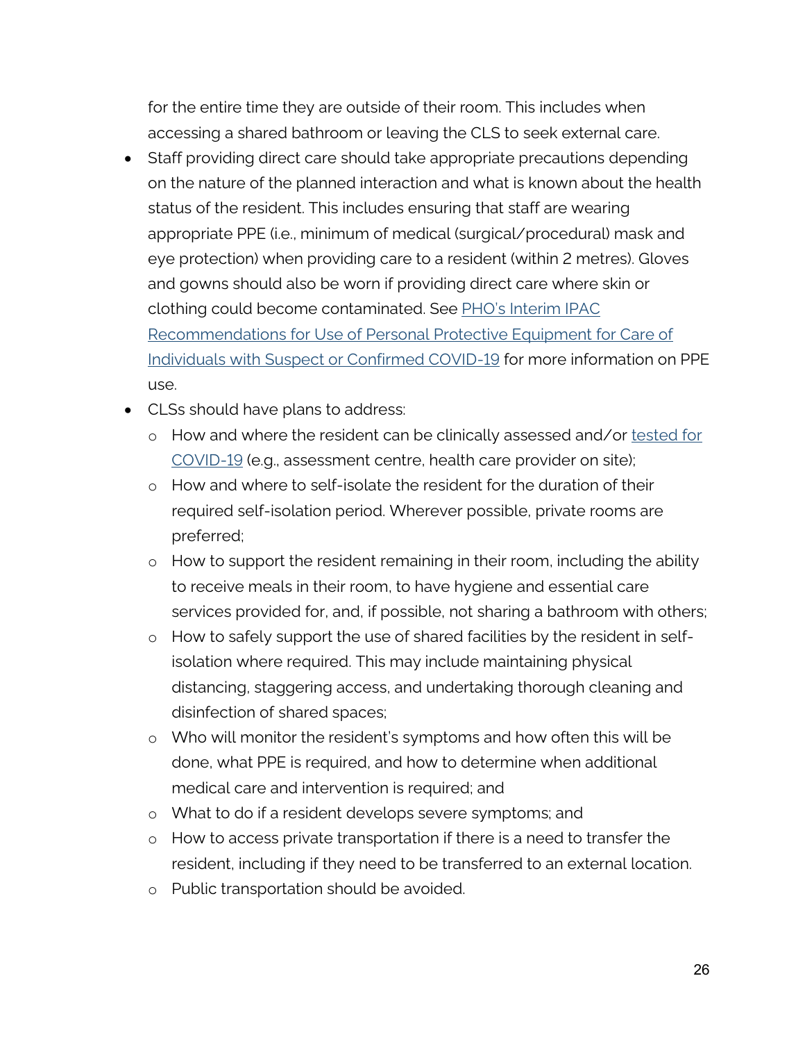for the entire time they are outside of their room. This includes when accessing a shared bathroom or leaving the CLS to seek external care.

- Staff providing direct care should take appropriate precautions depending on the nature of the planned interaction and what is known about the health status of the resident. This includes ensuring that staff are wearing appropriate PPE (i.e., minimum of medical (surgical/procedural) mask and eye protection) when providing care to a resident (within 2 metres). Gloves and gowns should also be worn if providing direct care where skin or clothing could become contaminated. See [PHO's Interim IPAC Recommendations for Use of Personal Protective Equipment for Care of Individuals with Suspect or Confirmed COVID-19]() for more information on PPE use.
- CLSs should have plans to address:
  - How and where the resident can be clinically assessed and/or [tested for COVID-19]() (e.g., assessment centre, health care provider on site);
  - How and where to self-isolate the resident for the duration of their required self-isolation period. Wherever possible, private rooms are preferred;
  - How to support the resident remaining in their room, including the ability to receive meals in their room, to have hygiene and essential care services provided for, and, if possible, not sharing a bathroom with others;
  - How to safely support the use of shared facilities by the resident in self-isolation where required. This may include maintaining physical distancing, staggering access, and undertaking thorough cleaning and disinfection of shared spaces;
  - Who will monitor the resident's symptoms and how often this will be done, what PPE is required, and how to determine when additional medical care and intervention is required; and
  - What to do if a resident develops severe symptoms; and
  - How to access private transportation if there is a need to transfer the resident, including if they need to be transferred to an external location.
  - Public transportation should be avoided.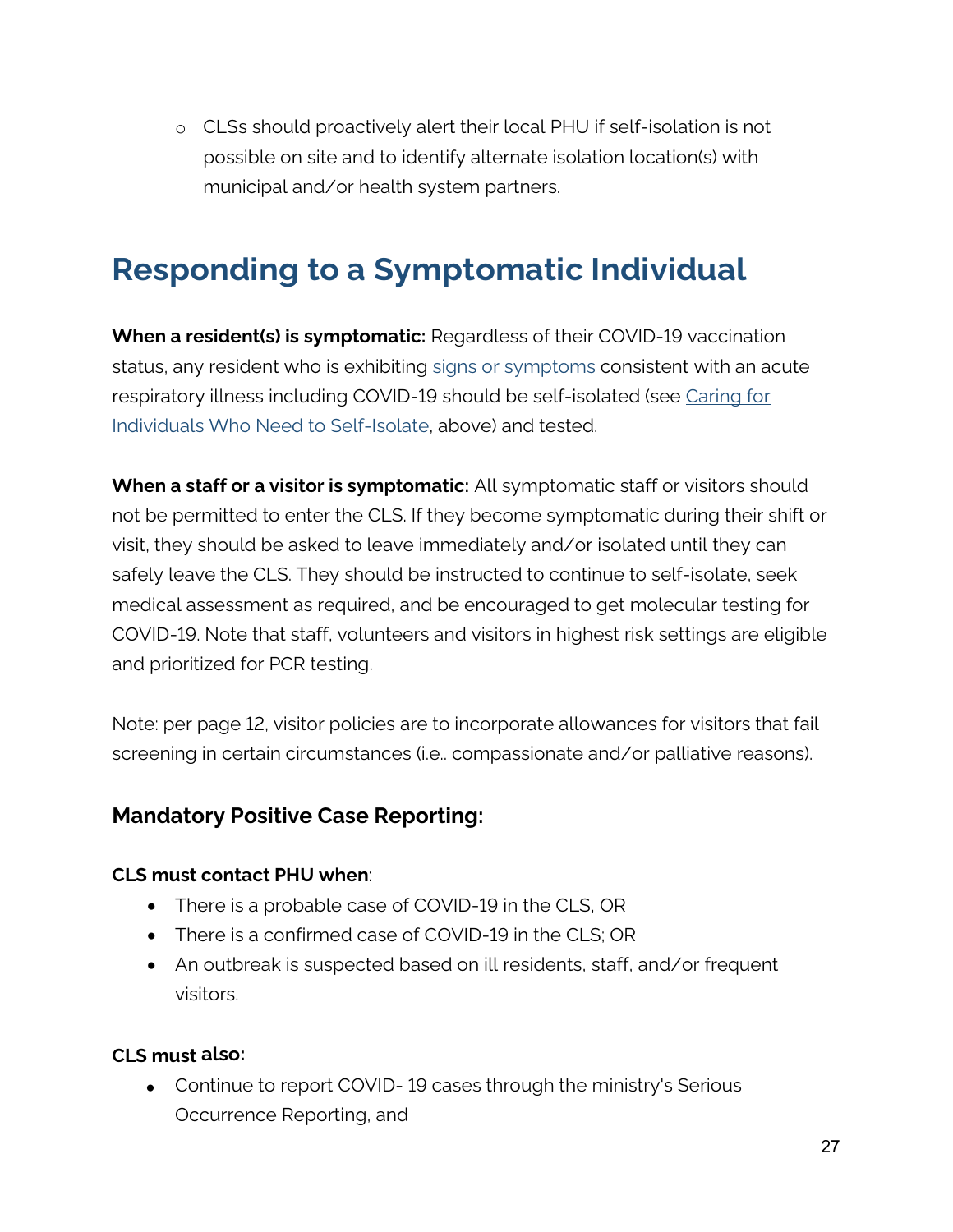- CLSs should proactively alert their local PHU if self-isolation is not possible on site and to identify alternate isolation location(s) with municipal and/or health system partners.

# Responding to a Symptomatic Individual

**When a resident(s) is symptomatic:** Regardless of their COVID-19 vaccination status, any resident who is exhibiting signs or symptoms consistent with an acute respiratory illness including COVID-19 should be self-isolated (see Caring for Individuals Who Need to Self-Isolate, above) and tested.

**When a staff or a visitor is symptomatic:** All symptomatic staff or visitors should not be permitted to enter the CLS. If they become symptomatic during their shift or visit, they should be asked to leave immediately and/or isolated until they can safely leave the CLS. They should be instructed to continue to self-isolate, seek medical assessment as required, and be encouraged to get molecular testing for COVID-19. Note that staff, volunteers and visitors in highest risk settings are eligible and prioritized for PCR testing.

Note: per page 12, visitor policies are to incorporate allowances for visitors that fail screening in certain circumstances (i.e.. compassionate and/or palliative reasons).

## Mandatory Positive Case Reporting:

**CLS must contact PHU when**:

- There is a probable case of COVID-19 in the CLS, OR
- There is a confirmed case of COVID-19 in the CLS; OR
- An outbreak is suspected based on ill residents, staff, and/or frequent visitors.

**CLS must also:**

- Continue to report COVID- 19 cases through the ministry's Serious Occurrence Reporting, and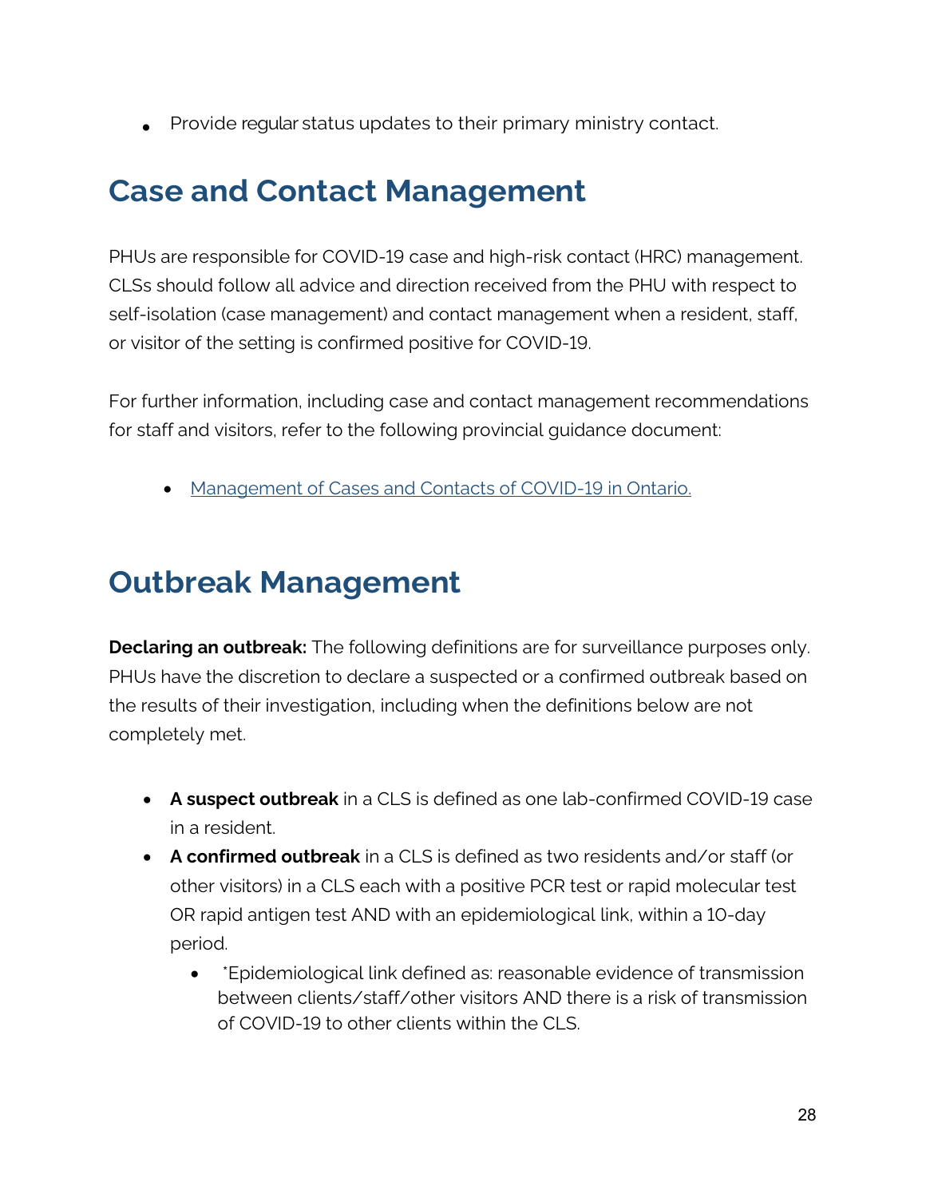- Provide regular status updates to their primary ministry contact.

## Case and Contact Management

PHUs are responsible for COVID-19 case and high-risk contact (HRC) management. CLSs should follow all advice and direction received from the PHU with respect to self-isolation (case management) and contact management when a resident, staff, or visitor of the setting is confirmed positive for COVID-19.

For further information, including case and contact management recommendations for staff and visitors, refer to the following provincial guidance document:

- Management of Cases and Contacts of COVID-19 in Ontario.

## Outbreak Management

**Declaring an outbreak:** The following definitions are for surveillance purposes only. PHUs have the discretion to declare a suspected or a confirmed outbreak based on the results of their investigation, including when the definitions below are not completely met.

- **A suspect outbreak** in a CLS is defined as one lab-confirmed COVID-19 case in a resident.
- **A confirmed outbreak** in a CLS is defined as two residents and/or staff (or other visitors) in a CLS each with a positive PCR test or rapid molecular test OR rapid antigen test AND with an epidemiological link, within a 10-day period.
  - *Epidemiological link defined as: reasonable evidence of transmission between clients/staff/other visitors AND there is a risk of transmission of COVID-19 to other clients within the CLS.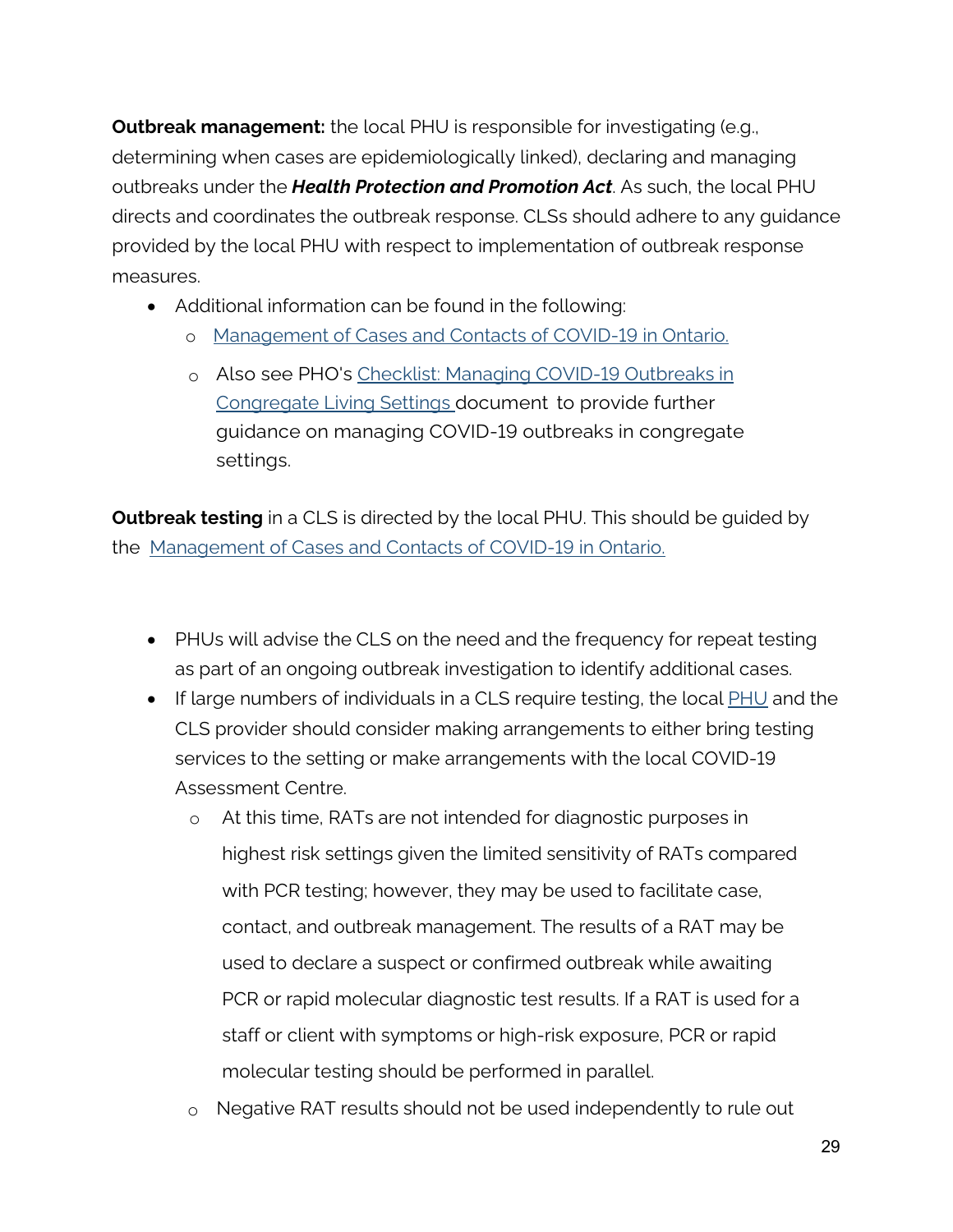**Outbreak management:** the local PHU is responsible for investigating (e.g., determining when cases are epidemiologically linked), declaring and managing outbreaks under the ***Health Protection and Promotion Act***. As such, the local PHU directs and coordinates the outbreak response. CLSs should adhere to any guidance provided by the local PHU with respect to implementation of outbreak response measures.

- Additional information can be found in the following:
  - Management of Cases and Contacts of COVID-19 in Ontario.
  - Also see PHO's Checklist: Managing COVID-19 Outbreaks in Congregate Living Settings document to provide further guidance on managing COVID-19 outbreaks in congregate settings.

**Outbreak testing** in a CLS is directed by the local PHU. This should be guided by the Management of Cases and Contacts of COVID-19 in Ontario.

- PHUs will advise the CLS on the need and the frequency for repeat testing as part of an ongoing outbreak investigation to identify additional cases.
- If large numbers of individuals in a CLS require testing, the local PHU and the CLS provider should consider making arrangements to either bring testing services to the setting or make arrangements with the local COVID-19 Assessment Centre.
  - At this time, RATs are not intended for diagnostic purposes in highest risk settings given the limited sensitivity of RATs compared with PCR testing; however, they may be used to facilitate case, contact, and outbreak management. The results of a RAT may be used to declare a suspect or confirmed outbreak while awaiting PCR or rapid molecular diagnostic test results. If a RAT is used for a staff or client with symptoms or high-risk exposure, PCR or rapid molecular testing should be performed in parallel.
  - Negative RAT results should not be used independently to rule out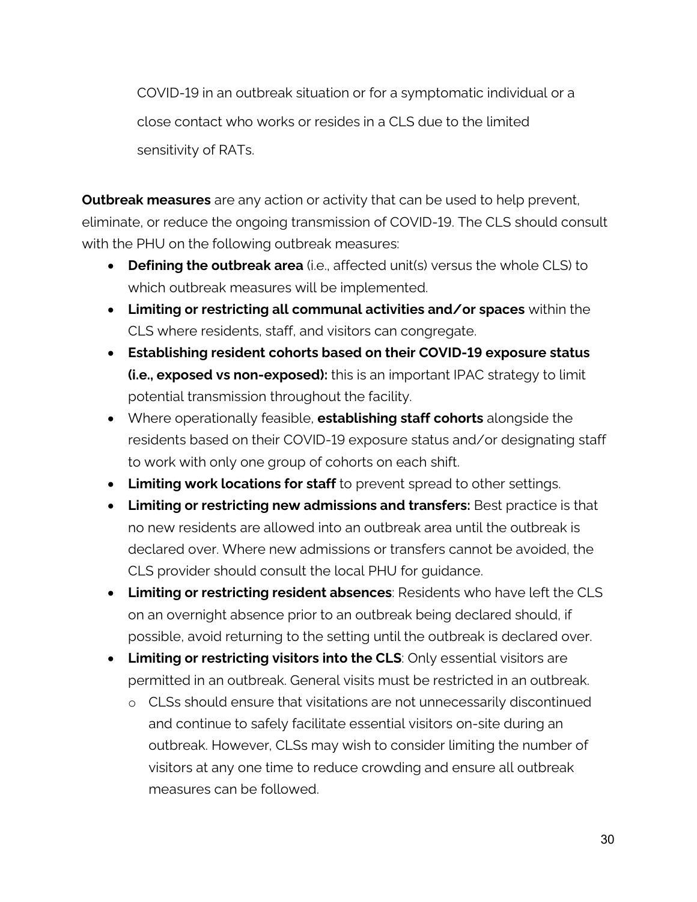COVID-19 in an outbreak situation or for a symptomatic individual or a close contact who works or resides in a CLS due to the limited sensitivity of RATs.

**Outbreak measures** are any action or activity that can be used to help prevent, eliminate, or reduce the ongoing transmission of COVID-19. The CLS should consult with the PHU on the following outbreak measures:

- **Defining the outbreak area** (i.e., affected unit(s) versus the whole CLS) to which outbreak measures will be implemented.
- **Limiting or restricting all communal activities and/or spaces** within the CLS where residents, staff, and visitors can congregate.
- **Establishing resident cohorts based on their COVID-19 exposure status (i.e., exposed vs non-exposed):** this is an important IPAC strategy to limit potential transmission throughout the facility.
- Where operationally feasible, **establishing staff cohorts** alongside the residents based on their COVID-19 exposure status and/or designating staff to work with only one group of cohorts on each shift.
- **Limiting work locations for staff** to prevent spread to other settings.
- **Limiting or restricting new admissions and transfers:** Best practice is that no new residents are allowed into an outbreak area until the outbreak is declared over. Where new admissions or transfers cannot be avoided, the CLS provider should consult the local PHU for guidance.
- **Limiting or restricting resident absences**: Residents who have left the CLS on an overnight absence prior to an outbreak being declared should, if possible, avoid returning to the setting until the outbreak is declared over.
- **Limiting or restricting visitors into the CLS**: Only essential visitors are permitted in an outbreak. General visits must be restricted in an outbreak.
  - CLSs should ensure that visitations are not unnecessarily discontinued and continue to safely facilitate essential visitors on-site during an outbreak. However, CLSs may wish to consider limiting the number of visitors at any one time to reduce crowding and ensure all outbreak measures can be followed.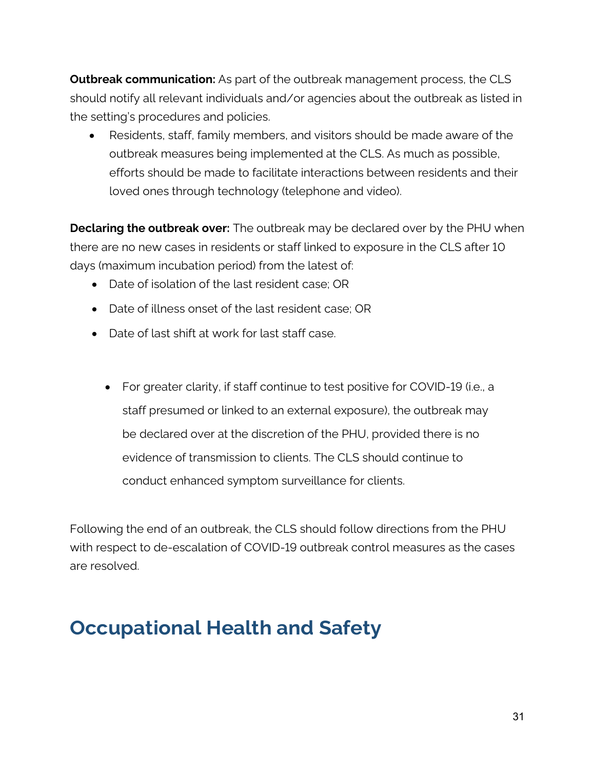**Outbreak communication:** As part of the outbreak management process, the CLS should notify all relevant individuals and/or agencies about the outbreak as listed in the setting's procedures and policies.

- Residents, staff, family members, and visitors should be made aware of the outbreak measures being implemented at the CLS. As much as possible, efforts should be made to facilitate interactions between residents and their loved ones through technology (telephone and video).

**Declaring the outbreak over:** The outbreak may be declared over by the PHU when there are no new cases in residents or staff linked to exposure in the CLS after 10 days (maximum incubation period) from the latest of:

- Date of isolation of the last resident case; OR
- Date of illness onset of the last resident case; OR
- Date of last shift at work for last staff case.

  - For greater clarity, if staff continue to test positive for COVID-19 (i.e., a staff presumed or linked to an external exposure), the outbreak may be declared over at the discretion of the PHU, provided there is no evidence of transmission to clients. The CLS should continue to conduct enhanced symptom surveillance for clients.

Following the end of an outbreak, the CLS should follow directions from the PHU with respect to de-escalation of COVID-19 outbreak control measures as the cases are resolved.

# Occupational Health and Safety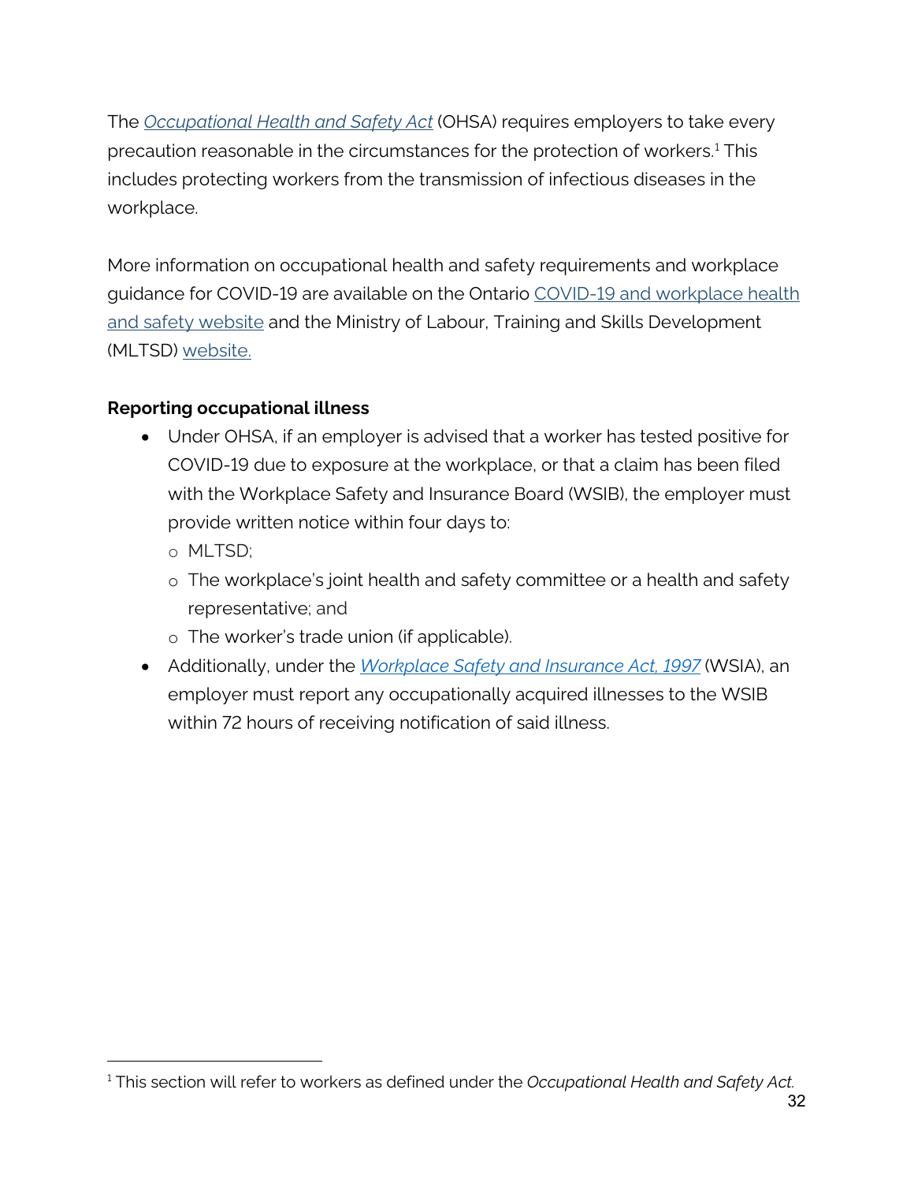The *Occupational Health and Safety Act* (OHSA) requires employers to take every precaution reasonable in the circumstances for the protection of workers.[1] This includes protecting workers from the transmission of infectious diseases in the workplace.

More information on occupational health and safety requirements and workplace guidance for COVID-19 are available on the Ontario COVID-19 and workplace health and safety website and the Ministry of Labour, Training and Skills Development (MLTSD) website.

**Reporting occupational illness**

- Under OHSA, if an employer is advised that a worker has tested positive for COVID-19 due to exposure at the workplace, or that a claim has been filed with the Workplace Safety and Insurance Board (WSIB), the employer must provide written notice within four days to:
  - MLTSD;
  - The workplace's joint health and safety committee or a health and safety representative; and
  - The worker's trade union (if applicable).
- Additionally, under the *Workplace Safety and Insurance Act, 1997* (WSIA), an employer must report any occupationally acquired illnesses to the WSIB within 72 hours of receiving notification of said illness.

[1] This section will refer to workers as defined under the *Occupational Health and Safety Act.*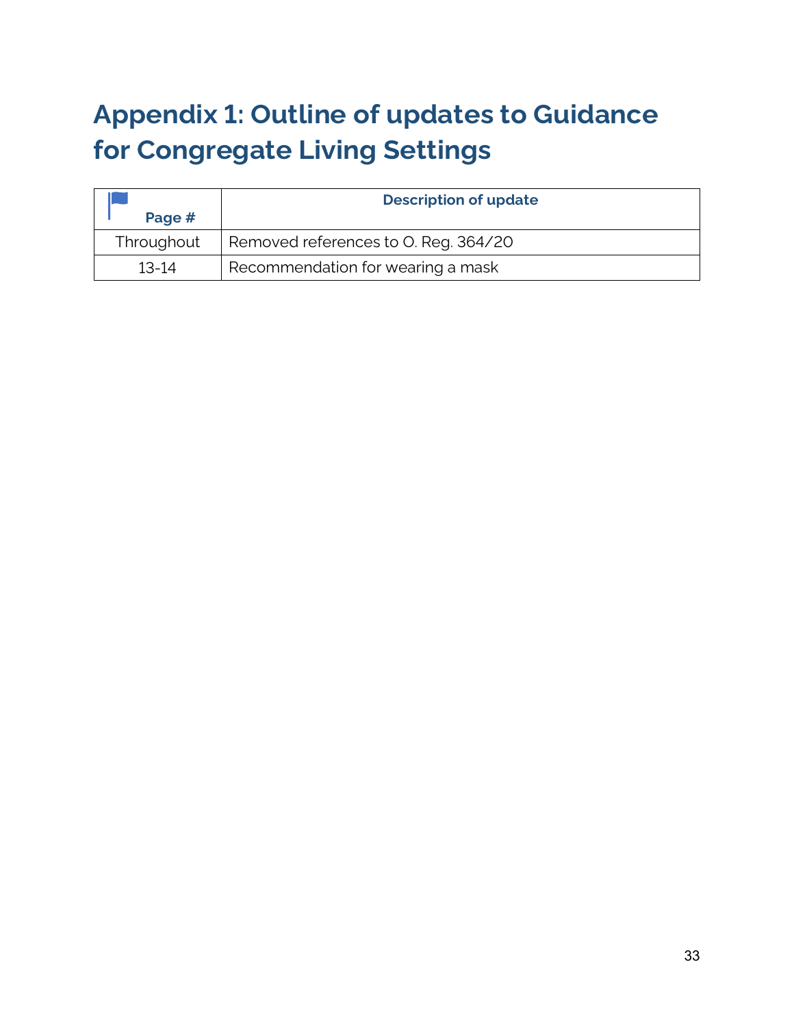# Appendix 1: Outline of updates to Guidance for Congregate Living Settings

| Page # | Description of update |
| --- | --- |
| Throughout | Removed references to O. Reg. 364/20 |
| 13-14 | Recommendation for wearing a mask |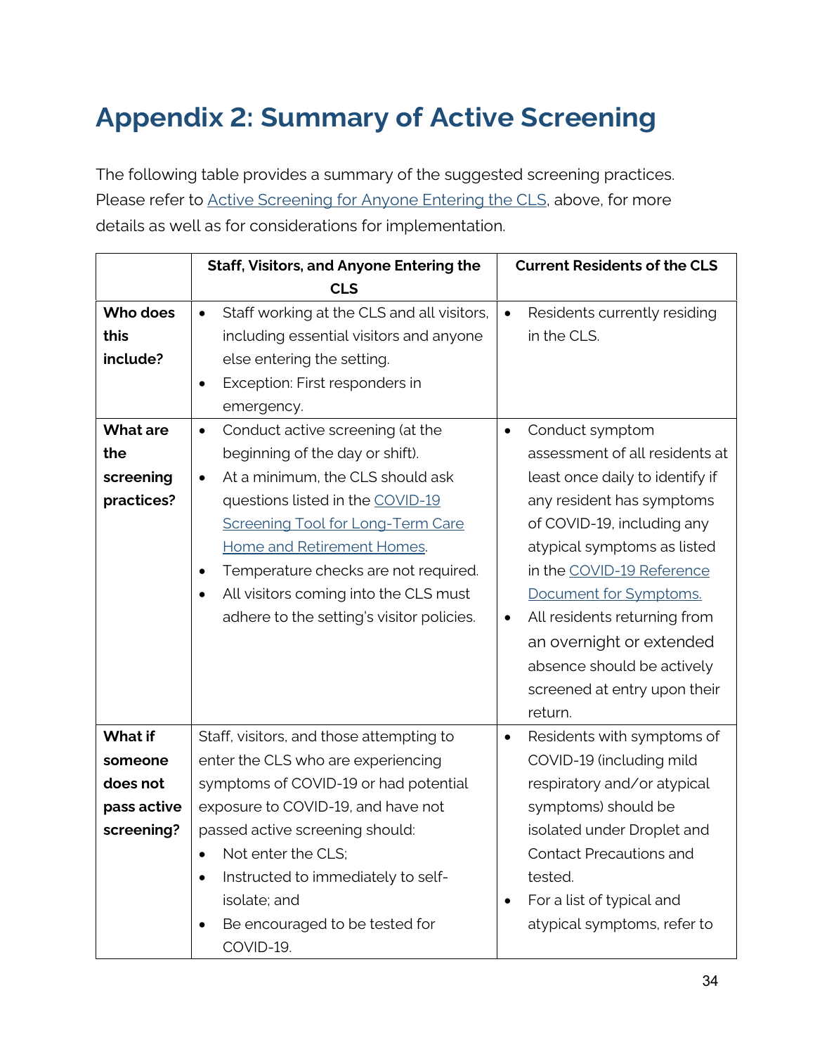# Appendix 2: Summary of Active Screening

The following table provides a summary of the suggested screening practices. Please refer to Active Screening for Anyone Entering the CLS, above, for more details as well as for considerations for implementation.

| | Staff, Visitors, and Anyone Entering the CLS | Current Residents of the CLS |
|---|---|---|
| **Who does this include?** | • Staff working at the CLS and all visitors, including essential visitors and anyone else entering the setting.<br>• Exception: First responders in emergency. | • Residents currently residing in the CLS. |
| **What are the screening practices?** | • Conduct active screening (at the beginning of the day or shift).<br>• At a minimum, the CLS should ask questions listed in the COVID-19 Screening Tool for Long-Term Care Home and Retirement Homes.<br>• Temperature checks are not required.<br>• All visitors coming into the CLS must adhere to the setting's visitor policies. | • Conduct symptom assessment of all residents at least once daily to identify if any resident has symptoms of COVID-19, including any atypical symptoms as listed in the COVID-19 Reference Document for Symptoms.<br>• All residents returning from an overnight or extended absence should be actively screened at entry upon their return. |
| **What if someone does not pass active screening?** | Staff, visitors, and those attempting to enter the CLS who are experiencing symptoms of COVID-19 or had potential exposure to COVID-19, and have not passed active screening should:<br>• Not enter the CLS;<br>• Instructed to immediately to self-isolate; and<br>• Be encouraged to be tested for COVID-19. | • Residents with symptoms of COVID-19 (including mild respiratory and/or atypical symptoms) should be isolated under Droplet and Contact Precautions and tested.<br>• For a list of typical and atypical symptoms, refer to |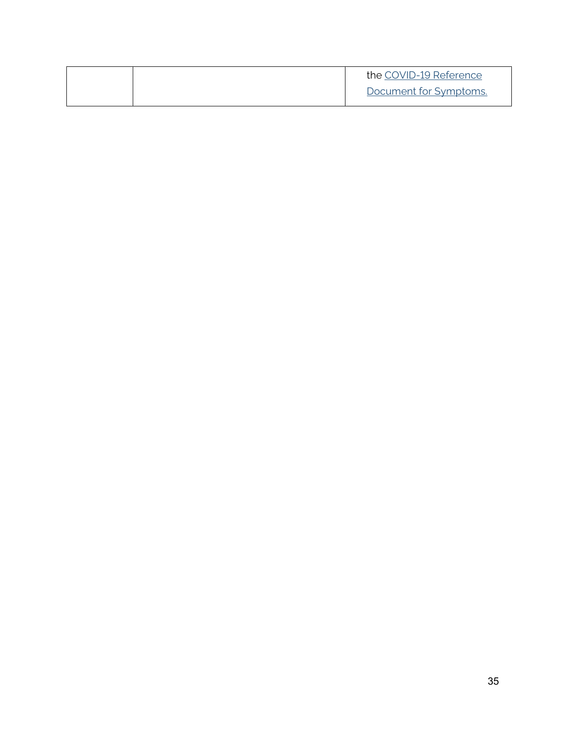| | | |
|---|---|---|
| | | the COVID-19 Reference Document for Symptoms. |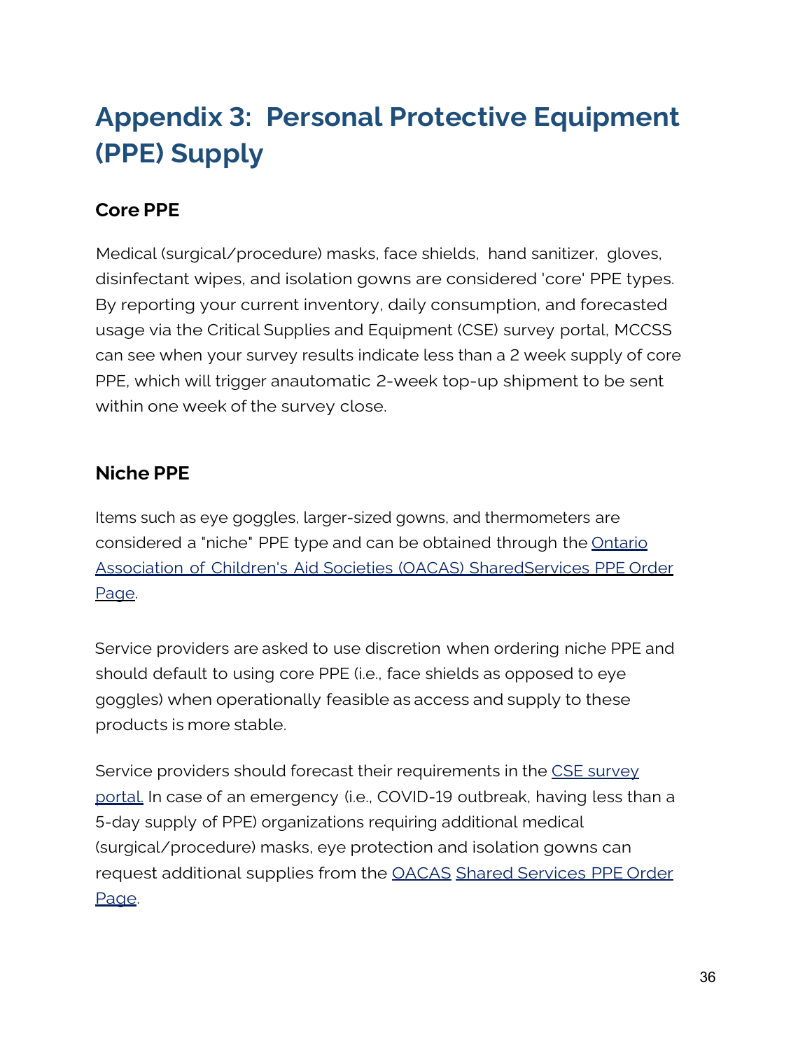# Appendix 3: Personal Protective Equipment (PPE) Supply

## Core PPE

Medical (surgical/procedure) masks, face shields, hand sanitizer, gloves, disinfectant wipes, and isolation gowns are considered 'core' PPE types. By reporting your current inventory, daily consumption, and forecasted usage via the Critical Supplies and Equipment (CSE) survey portal, MCCSS can see when your survey results indicate less than a 2 week supply of core PPE, which will trigger anautomatic 2-week top-up shipment to be sent within one week of the survey close.

## Niche PPE

Items such as eye goggles, larger-sized gowns, and thermometers are considered a "niche" PPE type and can be obtained through the Ontario Association of Children's Aid Societies (OACAS) SharedServices PPE Order Page.

Service providers are asked to use discretion when ordering niche PPE and should default to using core PPE (i.e., face shields as opposed to eye goggles) when operationally feasible as access and supply to these products is more stable.

Service providers should forecast their requirements in the CSE survey portal. In case of an emergency (i.e., COVID-19 outbreak, having less than a 5-day supply of PPE) organizations requiring additional medical (surgical/procedure) masks, eye protection and isolation gowns can request additional supplies from the OACAS Shared Services PPE Order Page.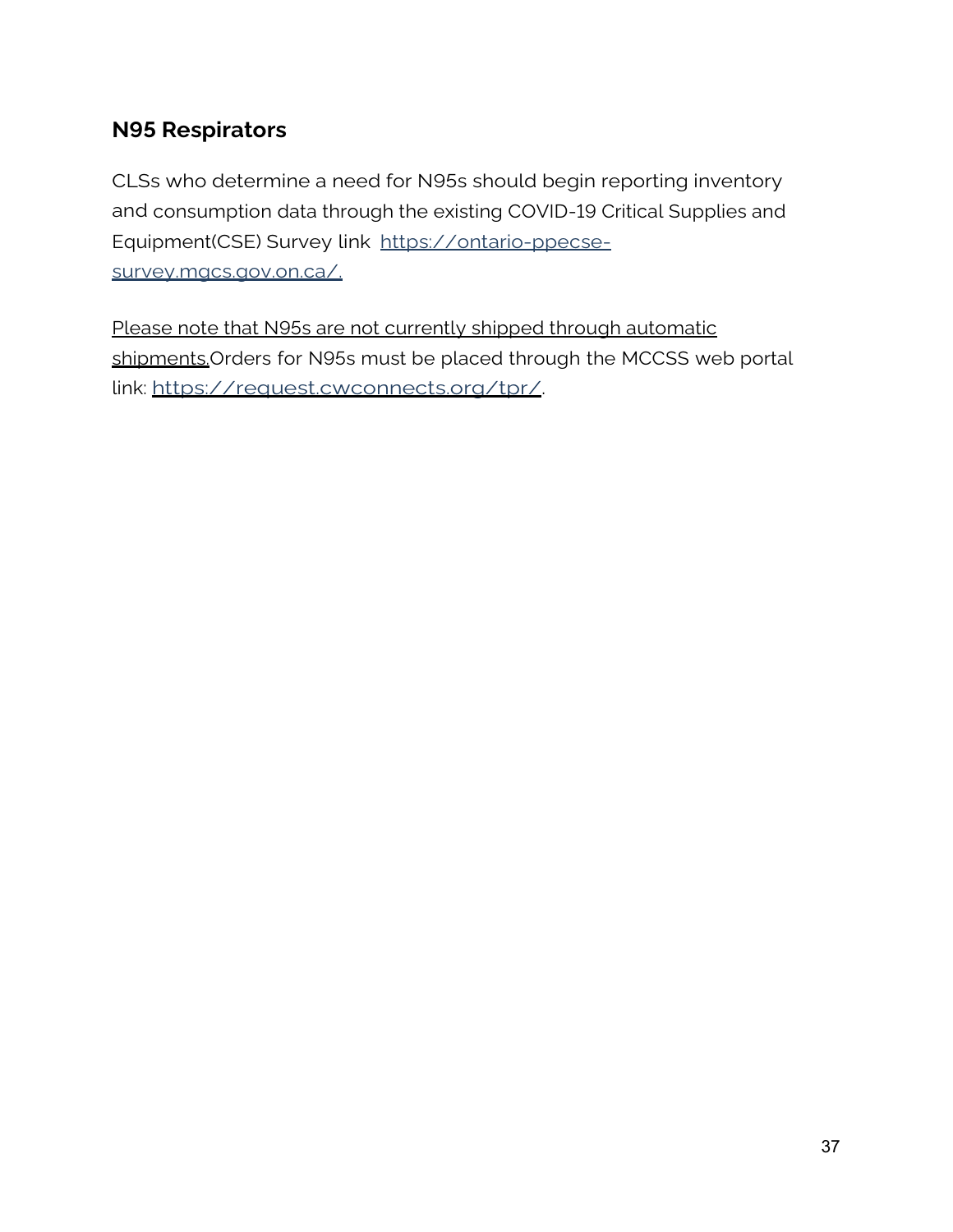## N95 Respirators

CLSs who determine a need for N95s should begin reporting inventory and consumption data through the existing COVID-19 Critical Supplies and Equipment(CSE) Survey link [https://ontario-ppecse-survey.mgcs.gov.on.ca/.](https://ontario-ppecse-survey.mgcs.gov.on.ca/)

Please note that N95s are not currently shipped through automatic shipments.Orders for N95s must be placed through the MCCSS web portal link: [https://request.cwconnects.org/tpr/](https://request.cwconnects.org/tpr/).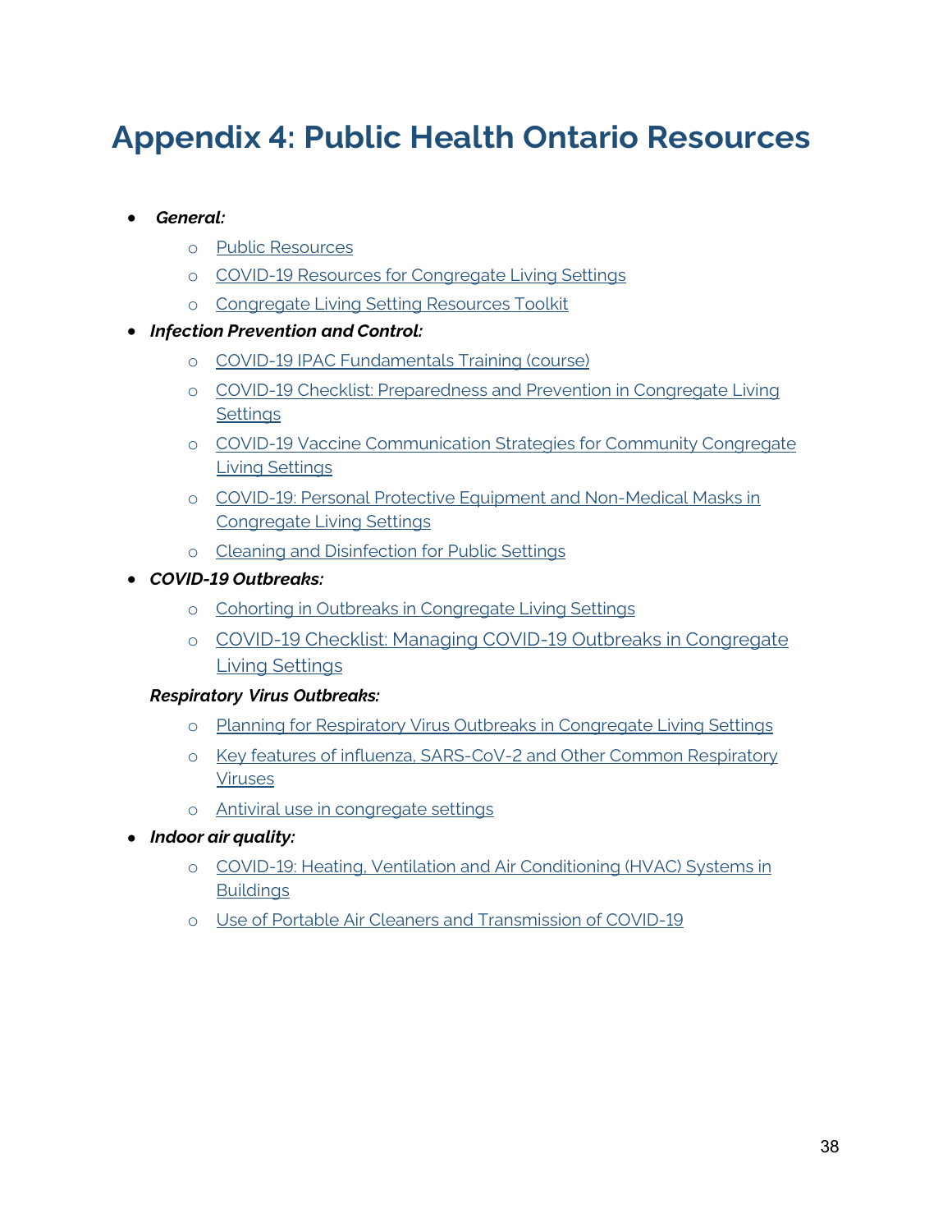# Appendix 4: Public Health Ontario Resources

- ***General:***
  - Public Resources
  - COVID-19 Resources for Congregate Living Settings
  - Congregate Living Setting Resources Toolkit
- ***Infection Prevention and Control:***
  - COVID-19 IPAC Fundamentals Training (course)
  - COVID-19 Checklist: Preparedness and Prevention in Congregate Living Settings
  - COVID-19 Vaccine Communication Strategies for Community Congregate Living Settings
  - COVID-19: Personal Protective Equipment and Non-Medical Masks in Congregate Living Settings
  - Cleaning and Disinfection for Public Settings
- ***COVID-19 Outbreaks:***
  - Cohorting in Outbreaks in Congregate Living Settings
  - COVID-19 Checklist: Managing COVID-19 Outbreaks in Congregate Living Settings

  ***Respiratory Virus Outbreaks:***
  - Planning for Respiratory Virus Outbreaks in Congregate Living Settings
  - Key features of influenza, SARS-CoV-2 and Other Common Respiratory Viruses
  - Antiviral use in congregate settings
- ***Indoor air quality:***
  - COVID-19: Heating, Ventilation and Air Conditioning (HVAC) Systems in Buildings
  - Use of Portable Air Cleaners and Transmission of COVID-19